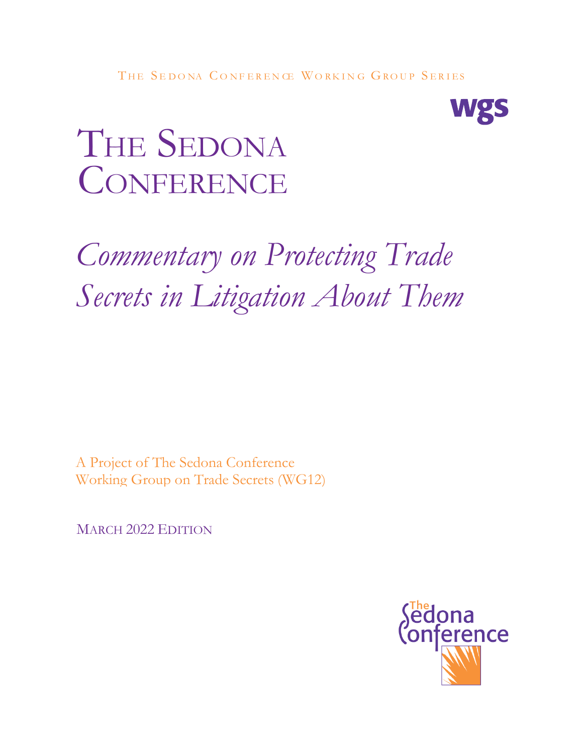THE SEDONA CONFERENCE WORKING GROUP SERIES

wgs

# THE SEDONA CONFERENCE

# *Commentary on Protecting Trade Secrets in Litigation About Them*

A Project of The Sedona Conference Working Group on Trade Secrets (WG12)

MARCH 2022 EDITION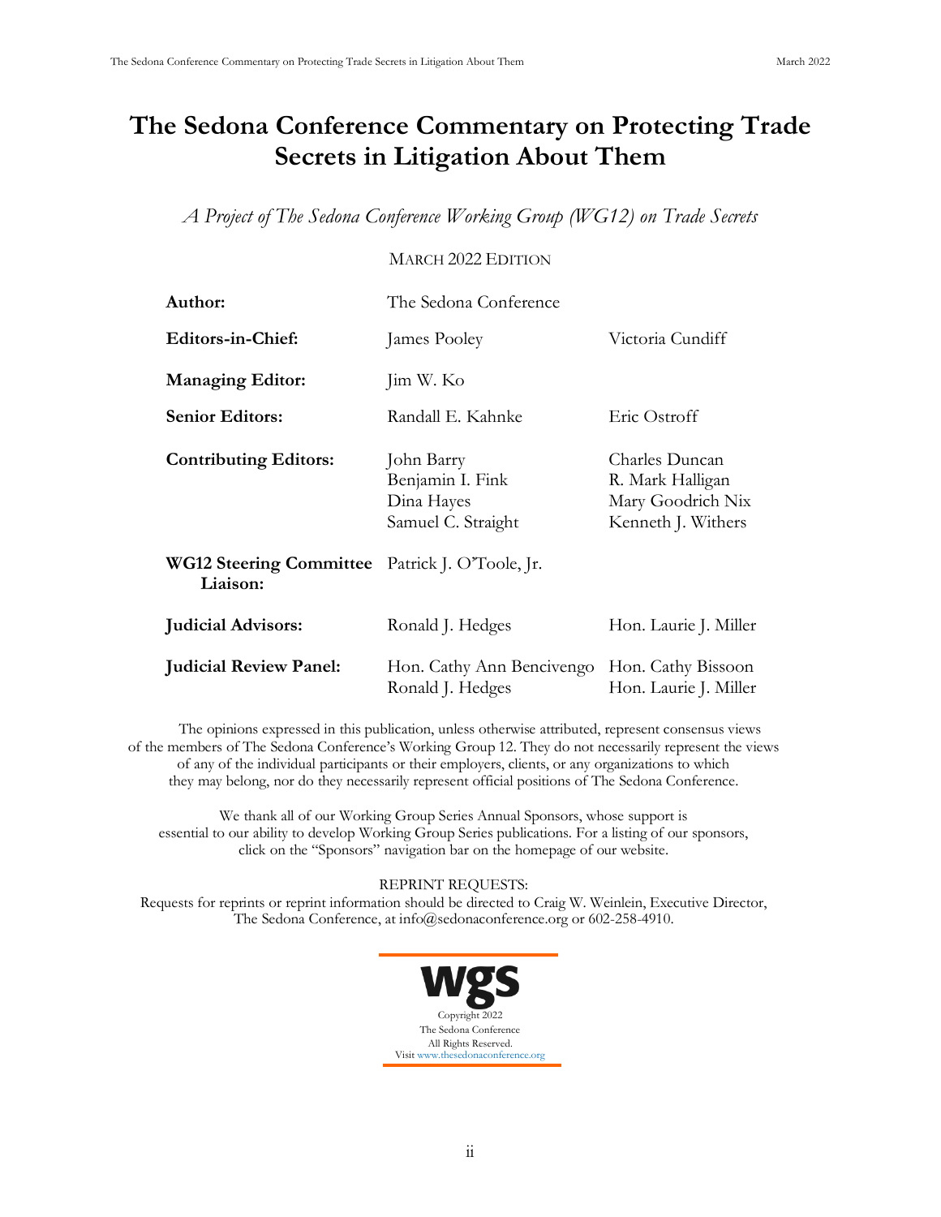# The Sedona Conference Commentary on Protecting Trade Secrets in Litigation About Them

*A Project of The Sedona Conference Working Group (WG12) on Trade Secrets*

MARCH 2022 EDITION

| | | |
|---|---|---|
| **Author:** | The Sedona Conference | |
| **Editors-in-Chief:** | James Pooley | Victoria Cundiff |
| **Managing Editor:** | Jim W. Ko | |
| **Senior Editors:** | Randall E. Kahnke | Eric Ostroff |
| **Contributing Editors:** | John Barry<br>Benjamin I. Fink<br>Dina Hayes<br>Samuel C. Straight | Charles Duncan<br>R. Mark Halligan<br>Mary Goodrich Nix<br>Kenneth J. Withers |
| **WG12 Steering Committee Liaison:** | Patrick J. O'Toole, Jr. | |
| **Judicial Advisors:** | Ronald J. Hedges | Hon. Laurie J. Miller |
| **Judicial Review Panel:** | Hon. Cathy Ann Bencivengo<br>Ronald J. Hedges | Hon. Cathy Bissoon<br>Hon. Laurie J. Miller |

The opinions expressed in this publication, unless otherwise attributed, represent consensus views of the members of The Sedona Conference's Working Group 12. They do not necessarily represent the views of any of the individual participants or their employers, clients, or any organizations to which they may belong, nor do they necessarily represent official positions of The Sedona Conference.

We thank all of our Working Group Series Annual Sponsors, whose support is essential to our ability to develop Working Group Series publications. For a listing of our sponsors, click on the "Sponsors" navigation bar on the homepage of our website.

REPRINT REQUESTS:
Requests for reprints or reprint information should be directed to Craig W. Weinlein, Executive Director, The Sedona Conference, at info@sedonaconference.org or 602-258-4910.

wgs

Copyright 2022
The Sedona Conference
All Rights Reserved.
Visit www.thesedonaconference.org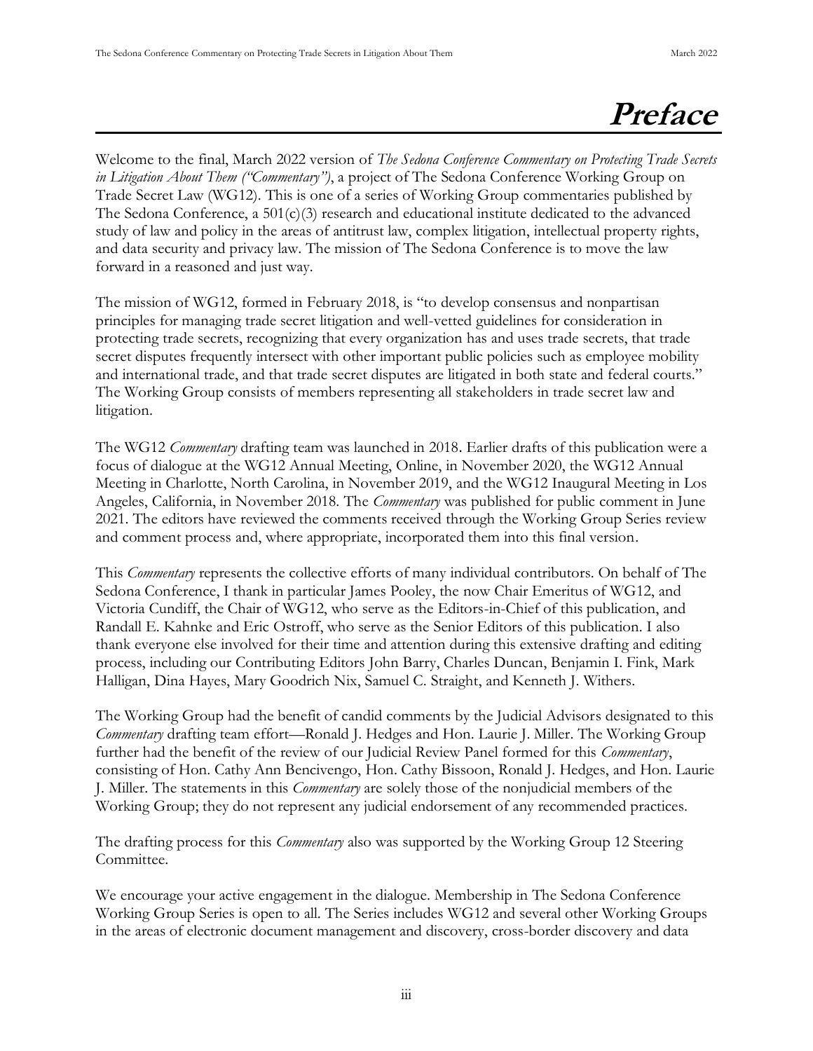# Preface

Welcome to the final, March 2022 version of *The Sedona Conference Commentary on Protecting Trade Secrets in Litigation About Them ("Commentary")*, a project of The Sedona Conference Working Group on Trade Secret Law (WG12). This is one of a series of Working Group commentaries published by The Sedona Conference, a 501(c)(3) research and educational institute dedicated to the advanced study of law and policy in the areas of antitrust law, complex litigation, intellectual property rights, and data security and privacy law. The mission of The Sedona Conference is to move the law forward in a reasoned and just way.

The mission of WG12, formed in February 2018, is "to develop consensus and nonpartisan principles for managing trade secret litigation and well-vetted guidelines for consideration in protecting trade secrets, recognizing that every organization has and uses trade secrets, that trade secret disputes frequently intersect with other important public policies such as employee mobility and international trade, and that trade secret disputes are litigated in both state and federal courts." The Working Group consists of members representing all stakeholders in trade secret law and litigation.

The WG12 *Commentary* drafting team was launched in 2018. Earlier drafts of this publication were a focus of dialogue at the WG12 Annual Meeting, Online, in November 2020, the WG12 Annual Meeting in Charlotte, North Carolina, in November 2019, and the WG12 Inaugural Meeting in Los Angeles, California, in November 2018. The *Commentary* was published for public comment in June 2021. The editors have reviewed the comments received through the Working Group Series review and comment process and, where appropriate, incorporated them into this final version.

This *Commentary* represents the collective efforts of many individual contributors. On behalf of The Sedona Conference, I thank in particular James Pooley, the now Chair Emeritus of WG12, and Victoria Cundiff, the Chair of WG12, who serve as the Editors-in-Chief of this publication, and Randall E. Kahnke and Eric Ostroff, who serve as the Senior Editors of this publication. I also thank everyone else involved for their time and attention during this extensive drafting and editing process, including our Contributing Editors John Barry, Charles Duncan, Benjamin I. Fink, Mark Halligan, Dina Hayes, Mary Goodrich Nix, Samuel C. Straight, and Kenneth J. Withers.

The Working Group had the benefit of candid comments by the Judicial Advisors designated to this *Commentary* drafting team effort—Ronald J. Hedges and Hon. Laurie J. Miller. The Working Group further had the benefit of the review of our Judicial Review Panel formed for this *Commentary*, consisting of Hon. Cathy Ann Bencivengo, Hon. Cathy Bissoon, Ronald J. Hedges, and Hon. Laurie J. Miller. The statements in this *Commentary* are solely those of the nonjudicial members of the Working Group; they do not represent any judicial endorsement of any recommended practices.

The drafting process for this *Commentary* also was supported by the Working Group 12 Steering Committee.

We encourage your active engagement in the dialogue. Membership in The Sedona Conference Working Group Series is open to all. The Series includes WG12 and several other Working Groups in the areas of electronic document management and discovery, cross-border discovery and data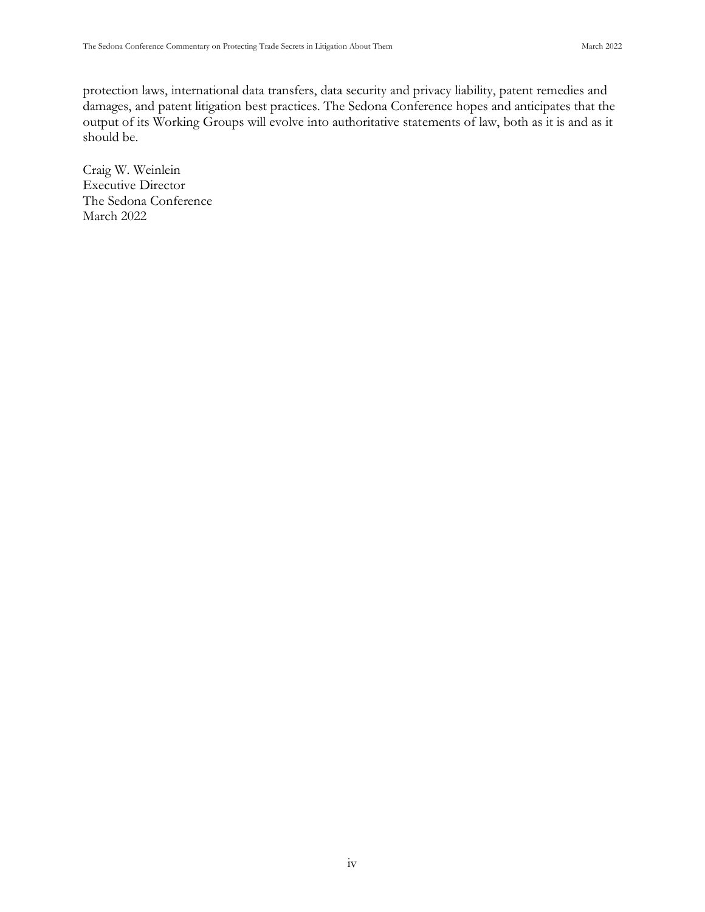protection laws, international data transfers, data security and privacy liability, patent remedies and damages, and patent litigation best practices. The Sedona Conference hopes and anticipates that the output of its Working Groups will evolve into authoritative statements of law, both as it is and as it should be.

Craig W. Weinlein
Executive Director
The Sedona Conference
March 2022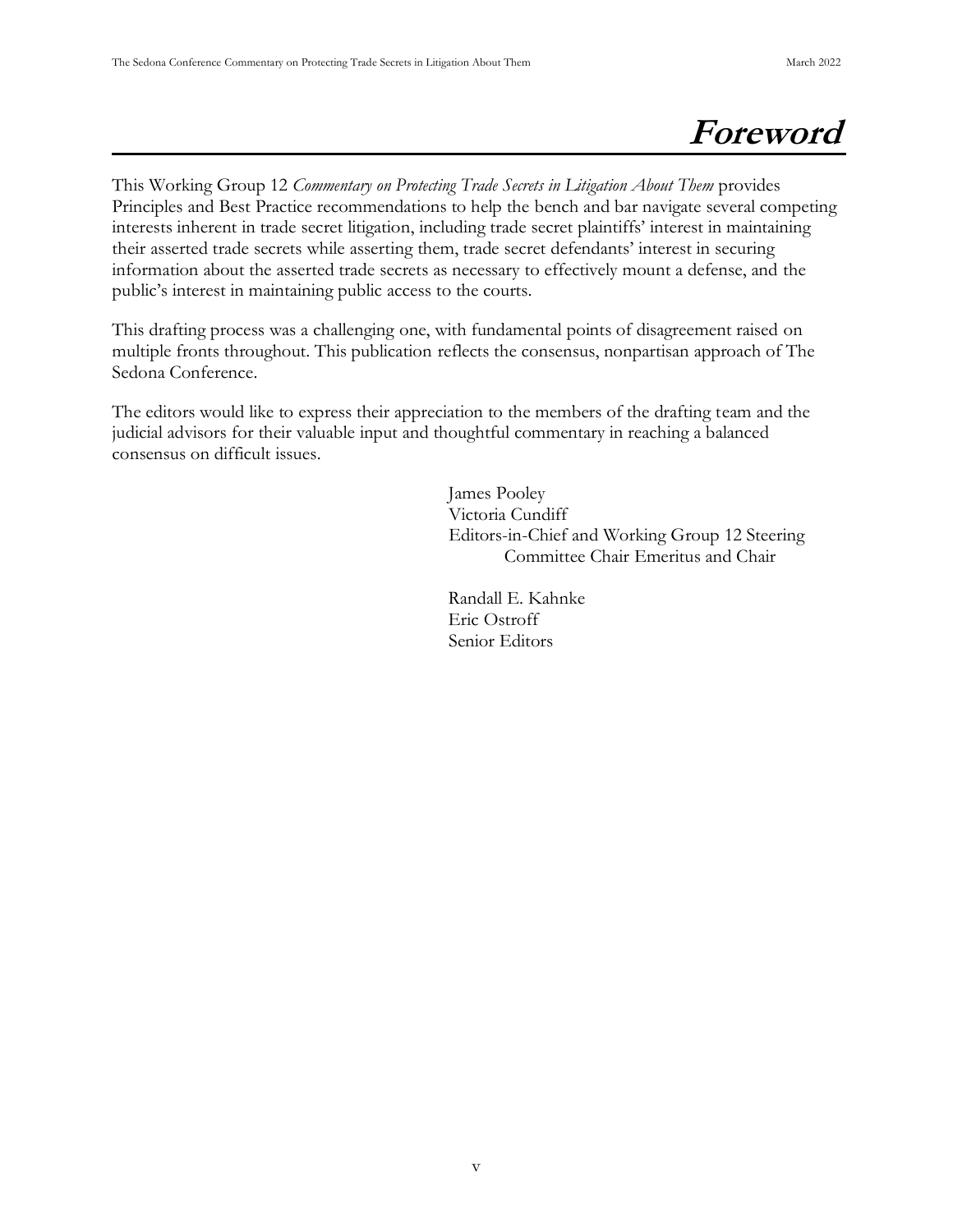# Foreword

This Working Group 12 *Commentary on Protecting Trade Secrets in Litigation About Them* provides Principles and Best Practice recommendations to help the bench and bar navigate several competing interests inherent in trade secret litigation, including trade secret plaintiffs' interest in maintaining their asserted trade secrets while asserting them, trade secret defendants' interest in securing information about the asserted trade secrets as necessary to effectively mount a defense, and the public's interest in maintaining public access to the courts.

This drafting process was a challenging one, with fundamental points of disagreement raised on multiple fronts throughout. This publication reflects the consensus, nonpartisan approach of The Sedona Conference.

The editors would like to express their appreciation to the members of the drafting team and the judicial advisors for their valuable input and thoughtful commentary in reaching a balanced consensus on difficult issues.

James Pooley
Victoria Cundiff
Editors-in-Chief and Working Group 12 Steering Committee Chair Emeritus and Chair

Randall E. Kahnke
Eric Ostroff
Senior Editors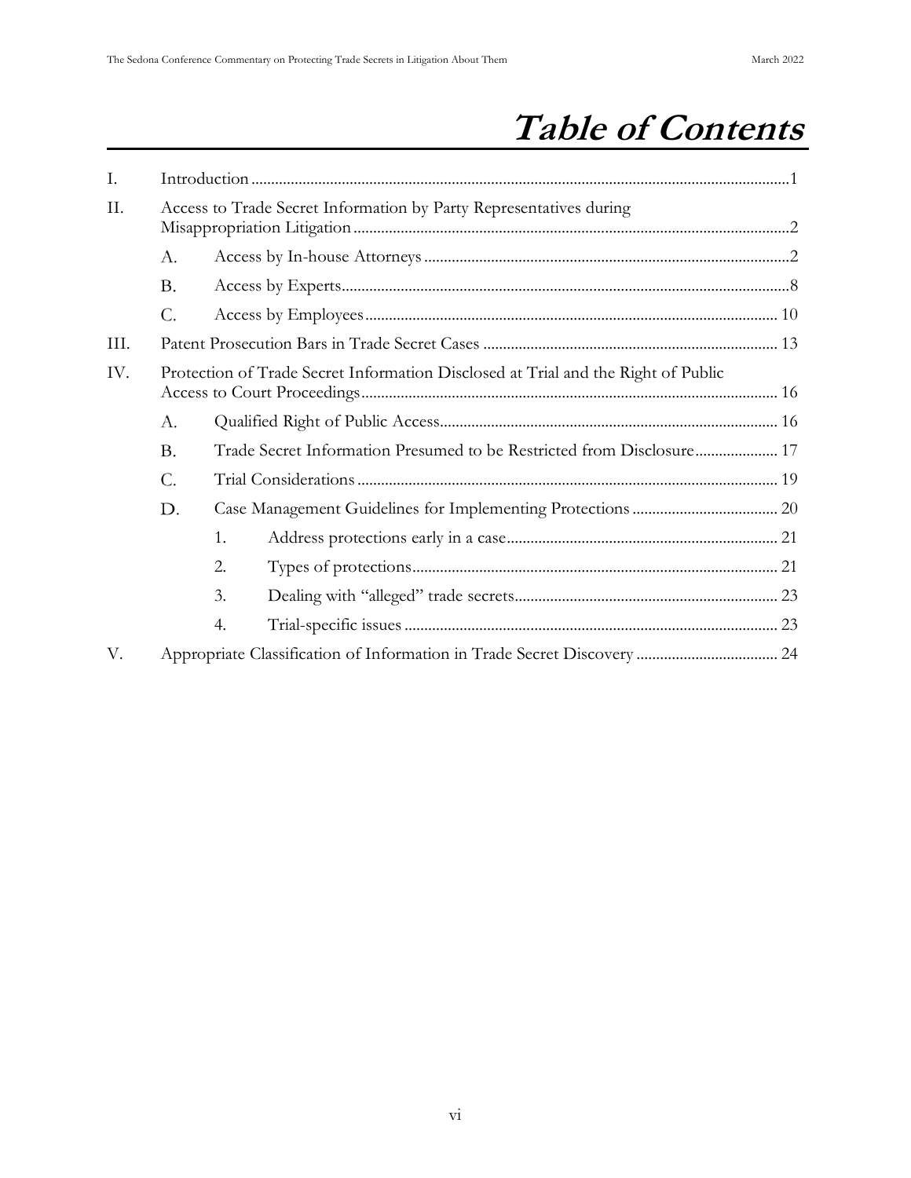# *Table of Contents*

I. Introduction ........ 1

II. Access to Trade Secret Information by Party Representatives during Misappropriation Litigation ........ 2

- A. Access by In-house Attorneys ........ 2
- B. Access by Experts ........ 8
- C. Access by Employees ........ 10

III. Patent Prosecution Bars in Trade Secret Cases ........ 13

IV. Protection of Trade Secret Information Disclosed at Trial and the Right of Public Access to Court Proceedings ........ 16

- A. Qualified Right of Public Access ........ 16
- B. Trade Secret Information Presumed to be Restricted from Disclosure ........ 17
- C. Trial Considerations ........ 19
- D. Case Management Guidelines for Implementing Protections ........ 20
  1. Address protections early in a case ........ 21
  2. Types of protections ........ 21
  3. Dealing with "alleged" trade secrets ........ 23
  4. Trial-specific issues ........ 23

V. Appropriate Classification of Information in Trade Secret Discovery ........ 24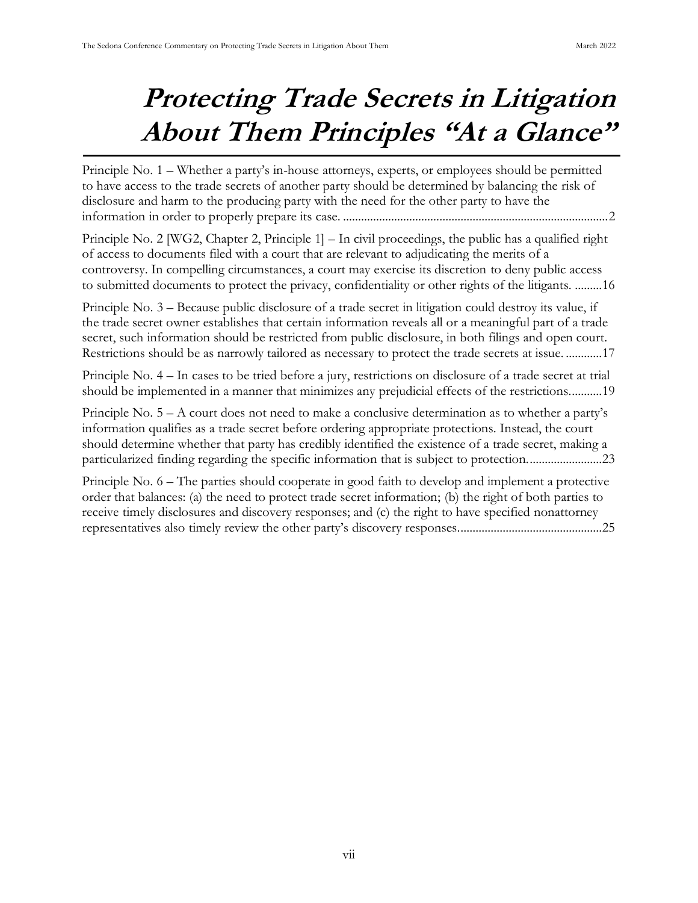# *Protecting Trade Secrets in Litigation About Them Principles "At a Glance"*

Principle No. 1 – Whether a party's in-house attorneys, experts, or employees should be permitted to have access to the trade secrets of another party should be determined by balancing the risk of disclosure and harm to the producing party with the need for the other party to have the information in order to properly prepare its case. ........................................................................................2

Principle No. 2 [WG2, Chapter 2, Principle 1] – In civil proceedings, the public has a qualified right of access to documents filed with a court that are relevant to adjudicating the merits of a controversy. In compelling circumstances, a court may exercise its discretion to deny public access to submitted documents to protect the privacy, confidentiality or other rights of the litigants. .........16

Principle No. 3 – Because public disclosure of a trade secret in litigation could destroy its value, if the trade secret owner establishes that certain information reveals all or a meaningful part of a trade secret, such information should be restricted from public disclosure, in both filings and open court. Restrictions should be as narrowly tailored as necessary to protect the trade secrets at issue. ............17

Principle No. 4 – In cases to be tried before a jury, restrictions on disclosure of a trade secret at trial should be implemented in a manner that minimizes any prejudicial effects of the restrictions...........19

Principle No. 5 – A court does not need to make a conclusive determination as to whether a party's information qualifies as a trade secret before ordering appropriate protections. Instead, the court should determine whether that party has credibly identified the existence of a trade secret, making a particularized finding regarding the specific information that is subject to protection.........................23

Principle No. 6 – The parties should cooperate in good faith to develop and implement a protective order that balances: (a) the need to protect trade secret information; (b) the right of both parties to receive timely disclosures and discovery responses; and (c) the right to have specified nonattorney representatives also timely review the other party's discovery responses................................................25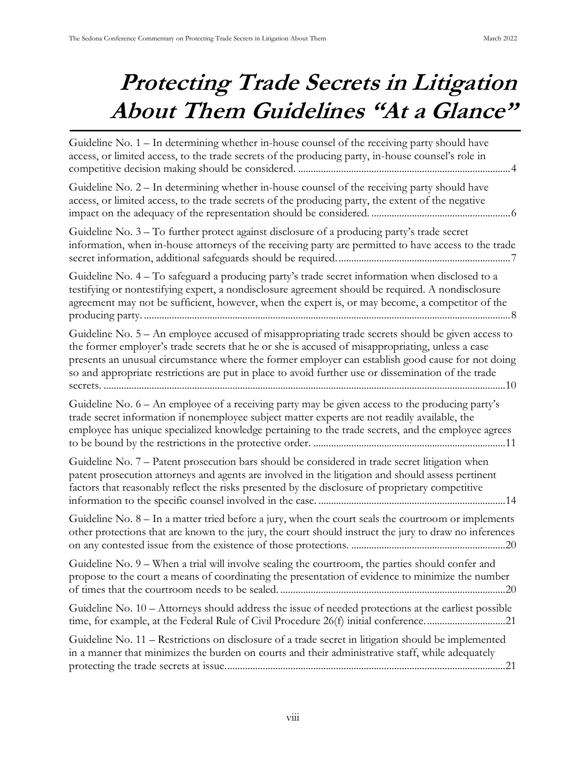# ***Protecting Trade Secrets in Litigation About Them Guidelines "At a Glance"***

Guideline No. 1 – In determining whether in-house counsel of the receiving party should have access, or limited access, to the trade secrets of the producing party, in-house counsel's role in competitive decision making should be considered. ....................................................................................4

Guideline No. 2 – In determining whether in-house counsel of the receiving party should have access, or limited access, to the trade secrets of the producing party, the extent of the negative impact on the adequacy of the representation should be considered. .......................................................6

Guideline No. 3 – To further protect against disclosure of a producing party's trade secret information, when in-house attorneys of the receiving party are permitted to have access to the trade secret information, additional safeguards should be required. ...................................................................7

Guideline No. 4 – To safeguard a producing party's trade secret information when disclosed to a testifying or nontestifying expert, a nondisclosure agreement should be required. A nondisclosure agreement may not be sufficient, however, when the expert is, or may become, a competitor of the producing party. ...............................................................................................................................8

Guideline No. 5 – An employee accused of misappropriating trade secrets should be given access to the former employer's trade secrets that he or she is accused of misappropriating, unless a case presents an unusual circumstance where the former employer can establish good cause for not doing so and appropriate restrictions are put in place to avoid further use or dissemination of the trade secrets. .............................................................................................................................................10

Guideline No. 6 – An employee of a receiving party may be given access to the producing party's trade secret information if nonemployee subject matter experts are not readily available, the employee has unique specialized knowledge pertaining to the trade secrets, and the employee agrees to be bound by the restrictions in the protective order. ...........................................................................11

Guideline No. 7 – Patent prosecution bars should be considered in trade secret litigation when patent prosecution attorneys and agents are involved in the litigation and should assess pertinent factors that reasonably reflect the risks presented by the disclosure of proprietary competitive information to the specific counsel involved in the case. .........................................................................14

Guideline No. 8 – In a matter tried before a jury, when the court seals the courtroom or implements other protections that are known to the jury, the court should instruct the jury to draw no inferences on any contested issue from the existence of those protections. ............................................................20

Guideline No. 9 – When a trial will involve sealing the courtroom, the parties should confer and propose to the court a means of coordinating the presentation of evidence to minimize the number of times that the courtroom needs to be sealed. ........................................................................................20

Guideline No. 10 – Attorneys should address the issue of needed protections at the earliest possible time, for example, at the Federal Rule of Civil Procedure 26(f) initial conference. ...............................21

Guideline No. 11 – Restrictions on disclosure of a trade secret in litigation should be implemented in a manner that minimizes the burden on courts and their administrative staff, while adequately protecting the trade secrets at issue.............................................................................................................21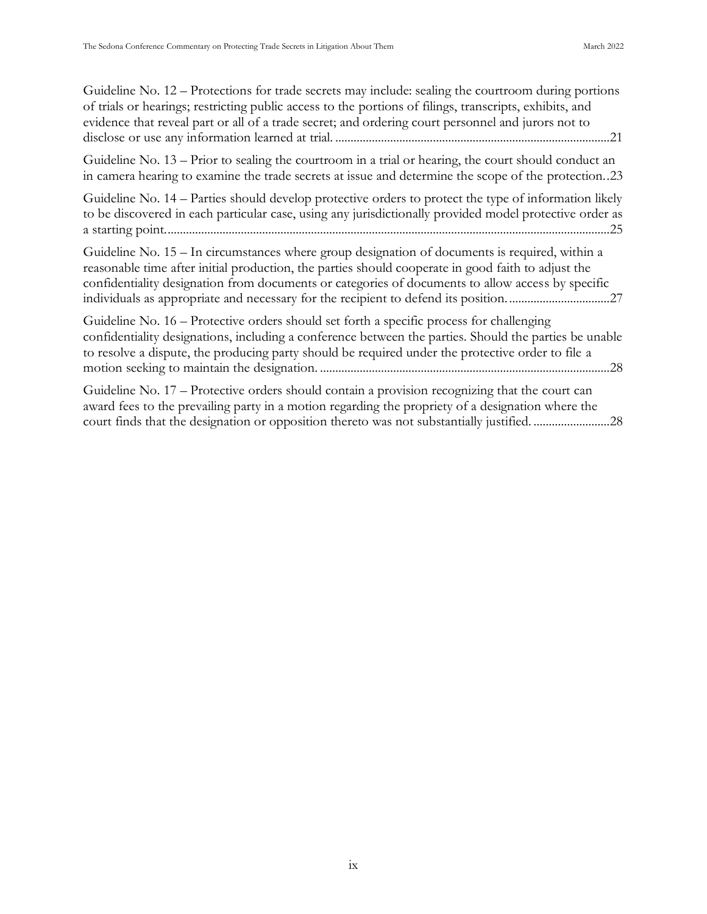Guideline No. 12 – Protections for trade secrets may include: sealing the courtroom during portions of trials or hearings; restricting public access to the portions of filings, transcripts, exhibits, and evidence that reveal part or all of a trade secret; and ordering court personnel and jurors not to disclose or use any information learned at trial. ......................................................................................21

Guideline No. 13 – Prior to sealing the courtroom in a trial or hearing, the court should conduct an in camera hearing to examine the trade secrets at issue and determine the scope of the protection..23

Guideline No. 14 – Parties should develop protective orders to protect the type of information likely to be discovered in each particular case, using any jurisdictionally provided model protective order as a starting point..............................................................................................................................25

Guideline No. 15 – In circumstances where group designation of documents is required, within a reasonable time after initial production, the parties should cooperate in good faith to adjust the confidentiality designation from documents or categories of documents to allow access by specific individuals as appropriate and necessary for the recipient to defend its position. ................................27

Guideline No. 16 – Protective orders should set forth a specific process for challenging confidentiality designations, including a conference between the parties. Should the parties be unable to resolve a dispute, the producing party should be required under the protective order to file a motion seeking to maintain the designation. .............................................................................................28

Guideline No. 17 – Protective orders should contain a provision recognizing that the court can award fees to the prevailing party in a motion regarding the propriety of a designation where the court finds that the designation or opposition thereto was not substantially justified. .........................28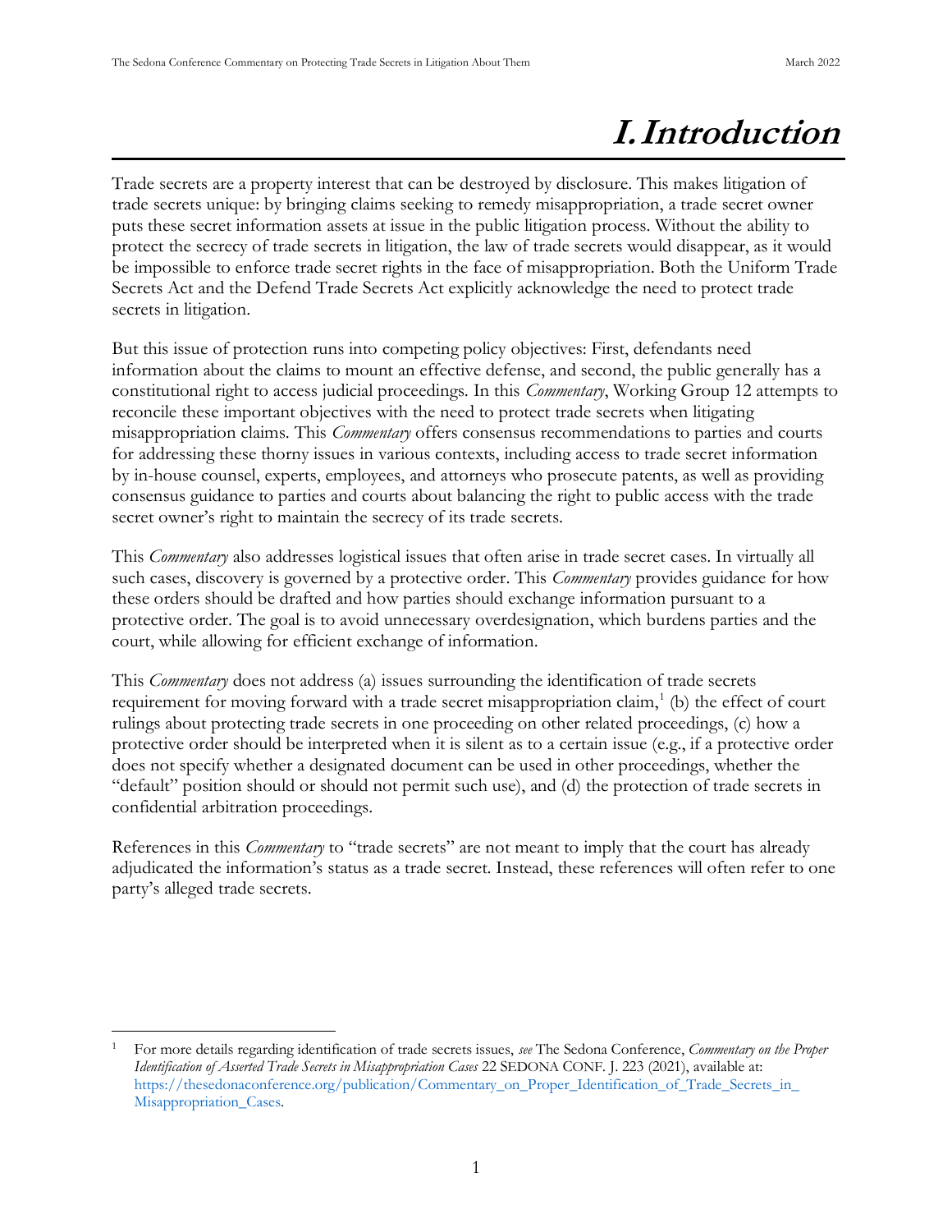# I. Introduction

Trade secrets are a property interest that can be destroyed by disclosure. This makes litigation of trade secrets unique: by bringing claims seeking to remedy misappropriation, a trade secret owner puts these secret information assets at issue in the public litigation process. Without the ability to protect the secrecy of trade secrets in litigation, the law of trade secrets would disappear, as it would be impossible to enforce trade secret rights in the face of misappropriation. Both the Uniform Trade Secrets Act and the Defend Trade Secrets Act explicitly acknowledge the need to protect trade secrets in litigation.

But this issue of protection runs into competing policy objectives: First, defendants need information about the claims to mount an effective defense, and second, the public generally has a constitutional right to access judicial proceedings. In this *Commentary*, Working Group 12 attempts to reconcile these important objectives with the need to protect trade secrets when litigating misappropriation claims. This *Commentary* offers consensus recommendations to parties and courts for addressing these thorny issues in various contexts, including access to trade secret information by in-house counsel, experts, employees, and attorneys who prosecute patents, as well as providing consensus guidance to parties and courts about balancing the right to public access with the trade secret owner's right to maintain the secrecy of its trade secrets.

This *Commentary* also addresses logistical issues that often arise in trade secret cases. In virtually all such cases, discovery is governed by a protective order. This *Commentary* provides guidance for how these orders should be drafted and how parties should exchange information pursuant to a protective order. The goal is to avoid unnecessary overdesignation, which burdens parties and the court, while allowing for efficient exchange of information.

This *Commentary* does not address (a) issues surrounding the identification of trade secrets requirement for moving forward with a trade secret misappropriation claim,[1] (b) the effect of court rulings about protecting trade secrets in one proceeding on other related proceedings, (c) how a protective order should be interpreted when it is silent as to a certain issue (e.g., if a protective order does not specify whether a designated document can be used in other proceedings, whether the "default" position should or should not permit such use), and (d) the protection of trade secrets in confidential arbitration proceedings.

References in this *Commentary* to "trade secrets" are not meant to imply that the court has already adjudicated the information's status as a trade secret. Instead, these references will often refer to one party's alleged trade secrets.

---

[1] For more details regarding identification of trade secrets issues, *see* The Sedona Conference, *Commentary on the Proper Identification of Asserted Trade Secrets in Misappropriation Cases* 22 SEDONA CONF. J. 223 (2021), available at: https://thesedonaconference.org/publication/Commentary_on_Proper_Identification_of_Trade_Secrets_in_Misappropriation_Cases.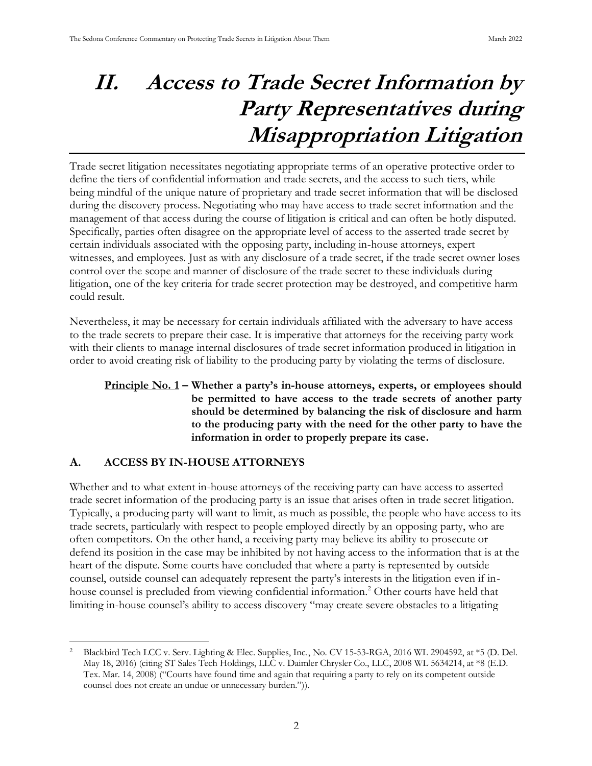# II. Access to Trade Secret Information by Party Representatives during Misappropriation Litigation

Trade secret litigation necessitates negotiating appropriate terms of an operative protective order to define the tiers of confidential information and trade secrets, and the access to such tiers, while being mindful of the unique nature of proprietary and trade secret information that will be disclosed during the discovery process. Negotiating who may have access to trade secret information and the management of that access during the course of litigation is critical and can often be hotly disputed. Specifically, parties often disagree on the appropriate level of access to the asserted trade secret by certain individuals associated with the opposing party, including in-house attorneys, expert witnesses, and employees. Just as with any disclosure of a trade secret, if the trade secret owner loses control over the scope and manner of disclosure of the trade secret to these individuals during litigation, one of the key criteria for trade secret protection may be destroyed, and competitive harm could result.

Nevertheless, it may be necessary for certain individuals affiliated with the adversary to have access to the trade secrets to prepare their case. It is imperative that attorneys for the receiving party work with their clients to manage internal disclosures of trade secret information produced in litigation in order to avoid creating risk of liability to the producing party by violating the terms of disclosure.

> **<u>Principle No. 1</u> – Whether a party's in-house attorneys, experts, or employees should be permitted to have access to the trade secrets of another party should be determined by balancing the risk of disclosure and harm to the producing party with the need for the other party to have the information in order to properly prepare its case.**

## A. ACCESS BY IN-HOUSE ATTORNEYS

Whether and to what extent in-house attorneys of the receiving party can have access to asserted trade secret information of the producing party is an issue that arises often in trade secret litigation. Typically, a producing party will want to limit, as much as possible, the people who have access to its trade secrets, particularly with respect to people employed directly by an opposing party, who are often competitors. On the other hand, a receiving party may believe its ability to prosecute or defend its position in the case may be inhibited by not having access to the information that is at the heart of the dispute. Some courts have concluded that where a party is represented by outside counsel, outside counsel can adequately represent the party's interests in the litigation even if in-house counsel is precluded from viewing confidential information.[2] Other courts have held that limiting in-house counsel's ability to access discovery "may create severe obstacles to a litigating

---

[2] Blackbird Tech LCC v. Serv. Lighting & Elec. Supplies, Inc., No. CV 15-53-RGA, 2016 WL 2904592, at *5 (D. Del. May 18, 2016) (citing ST Sales Tech Holdings, LLC v. Daimler Chrysler Co., LLC, 2008 WL 5634214, at *8 (E.D. Tex. Mar. 14, 2008) ("Courts have found time and again that requiring a party to rely on its competent outside counsel does not create an undue or unnecessary burden.")).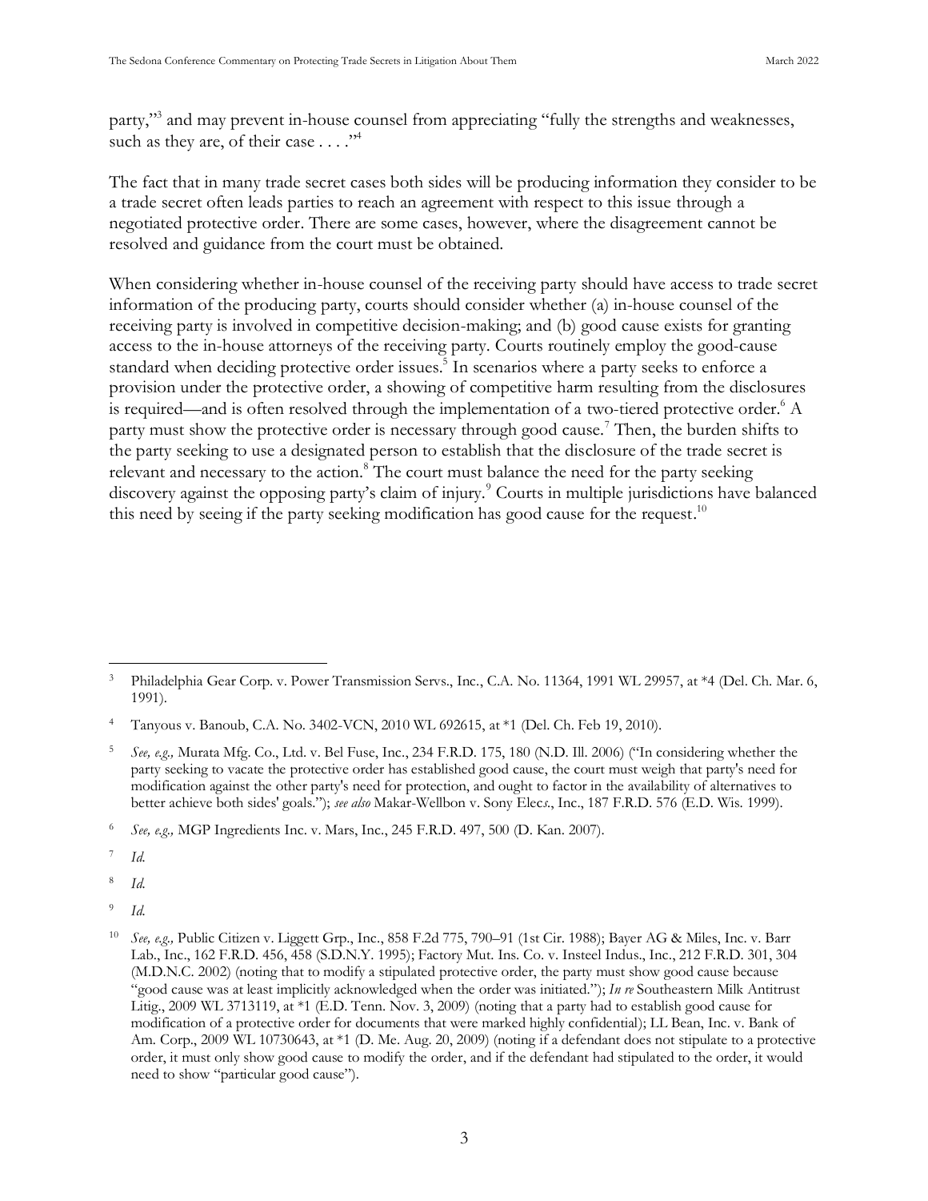party,"[3] and may prevent in-house counsel from appreciating "fully the strengths and weaknesses, such as they are, of their case . . . ."[4]

The fact that in many trade secret cases both sides will be producing information they consider to be a trade secret often leads parties to reach an agreement with respect to this issue through a negotiated protective order. There are some cases, however, where the disagreement cannot be resolved and guidance from the court must be obtained.

When considering whether in-house counsel of the receiving party should have access to trade secret information of the producing party, courts should consider whether (a) in-house counsel of the receiving party is involved in competitive decision-making; and (b) good cause exists for granting access to the in-house attorneys of the receiving party. Courts routinely employ the good-cause standard when deciding protective order issues.[5] In scenarios where a party seeks to enforce a provision under the protective order, a showing of competitive harm resulting from the disclosures is required—and is often resolved through the implementation of a two-tiered protective order.[6] A party must show the protective order is necessary through good cause.[7] Then, the burden shifts to the party seeking to use a designated person to establish that the disclosure of the trade secret is relevant and necessary to the action.[8] The court must balance the need for the party seeking discovery against the opposing party's claim of injury.[9] Courts in multiple jurisdictions have balanced this need by seeing if the party seeking modification has good cause for the request.[10]

---

[3] Philadelphia Gear Corp. v. Power Transmission Servs., Inc., C.A. No. 11364, 1991 WL 29957, at *4 (Del. Ch. Mar. 6, 1991).

[4] Tanyous v. Banoub, C.A. No. 3402-VCN, 2010 WL 692615, at *1 (Del. Ch. Feb 19, 2010).

[5] *See, e.g.,* Murata Mfg. Co., Ltd. v. Bel Fuse, Inc., 234 F.R.D. 175, 180 (N.D. Ill. 2006) ("In considering whether the party seeking to vacate the protective order has established good cause, the court must weigh that party's need for modification against the other party's need for protection, and ought to factor in the availability of alternatives to better achieve both sides' goals."); *see also* Makar-Wellbon v. Sony Elec*s*., Inc., 187 F.R.D. 576 (E.D. Wis. 1999).

[6] *See, e.g.,* MGP Ingredients Inc. v. Mars, Inc., 245 F.R.D. 497, 500 (D. Kan. 2007).

[7] *Id.*

[8] *Id.*

[9] *Id.*

[10] *See, e.g.,* Public Citizen v. Liggett Grp., Inc., 858 F.2d 775, 790–91 (1st Cir. 1988); Bayer AG & Miles, Inc. v. Barr Lab., Inc., 162 F.R.D. 456, 458 (S.D.N.Y. 1995); Factory Mut. Ins. Co. v. Insteel Indus., Inc., 212 F.R.D. 301, 304 (M.D.N.C. 2002) (noting that to modify a stipulated protective order, the party must show good cause because "good cause was at least implicitly acknowledged when the order was initiated."); *In re* Southeastern Milk Antitrust Litig., 2009 WL 3713119, at *1 (E.D. Tenn. Nov. 3, 2009) (noting that a party had to establish good cause for modification of a protective order for documents that were marked highly confidential); LL Bean, Inc. v. Bank of Am. Corp., 2009 WL 10730643, at *1 (D. Me. Aug. 20, 2009) (noting if a defendant does not stipulate to a protective order, it must only show good cause to modify the order, and if the defendant had stipulated to the order, it would need to show "particular good cause").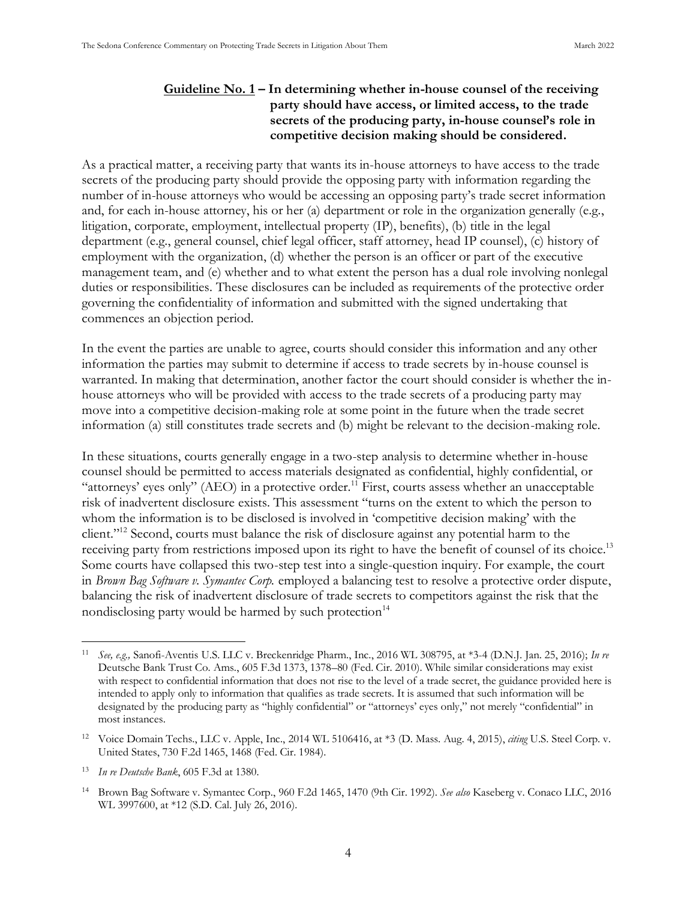**Guideline No. 1 – In determining whether in-house counsel of the receiving party should have access, or limited access, to the trade secrets of the producing party, in-house counsel's role in competitive decision making should be considered.**

As a practical matter, a receiving party that wants its in-house attorneys to have access to the trade secrets of the producing party should provide the opposing party with information regarding the number of in-house attorneys who would be accessing an opposing party's trade secret information and, for each in-house attorney, his or her (a) department or role in the organization generally (e.g., litigation, corporate, employment, intellectual property (IP), benefits), (b) title in the legal department (e.g., general counsel, chief legal officer, staff attorney, head IP counsel), (c) history of employment with the organization, (d) whether the person is an officer or part of the executive management team, and (e) whether and to what extent the person has a dual role involving nonlegal duties or responsibilities. These disclosures can be included as requirements of the protective order governing the confidentiality of information and submitted with the signed undertaking that commences an objection period.

In the event the parties are unable to agree, courts should consider this information and any other information the parties may submit to determine if access to trade secrets by in-house counsel is warranted. In making that determination, another factor the court should consider is whether the in-house attorneys who will be provided with access to the trade secrets of a producing party may move into a competitive decision-making role at some point in the future when the trade secret information (a) still constitutes trade secrets and (b) might be relevant to the decision-making role.

In these situations, courts generally engage in a two-step analysis to determine whether in-house counsel should be permitted to access materials designated as confidential, highly confidential, or "attorneys' eyes only" (AEO) in a protective order.[11] First, courts assess whether an unacceptable risk of inadvertent disclosure exists. This assessment "turns on the extent to which the person to whom the information is to be disclosed is involved in 'competitive decision making' with the client."[12] Second, courts must balance the risk of disclosure against any potential harm to the receiving party from restrictions imposed upon its right to have the benefit of counsel of its choice.[13] Some courts have collapsed this two-step test into a single-question inquiry. For example, the court in *Brown Bag Software v. Symantec Corp.* employed a balancing test to resolve a protective order dispute, balancing the risk of inadvertent disclosure of trade secrets to competitors against the risk that the nondisclosing party would be harmed by such protection[14]

---

[11] *See, e.g.,* Sanofi-Aventis U.S. LLC v. Breckenridge Pharm., Inc., 2016 WL 308795, at *3-4 (D.N.J. Jan. 25, 2016); *In re* Deutsche Bank Trust Co. Ams., 605 F.3d 1373, 1378–80 (Fed. Cir. 2010). While similar considerations may exist with respect to confidential information that does not rise to the level of a trade secret, the guidance provided here is intended to apply only to information that qualifies as trade secrets. It is assumed that such information will be designated by the producing party as "highly confidential" or "attorneys' eyes only," not merely "confidential" in most instances.

[12] Voice Domain Techs., LLC v. Apple, Inc., 2014 WL 5106416, at *3 (D. Mass. Aug. 4, 2015), *citing* U.S. Steel Corp. v. United States, 730 F.2d 1465, 1468 (Fed. Cir. 1984).

[13] *In re Deutsche Bank*, 605 F.3d at 1380.

[14] Brown Bag Software v. Symantec Corp., 960 F.2d 1465, 1470 (9th Cir. 1992). *See also* Kaseberg v. Conaco LLC, 2016 WL 3997600, at *12 (S.D. Cal. July 26, 2016).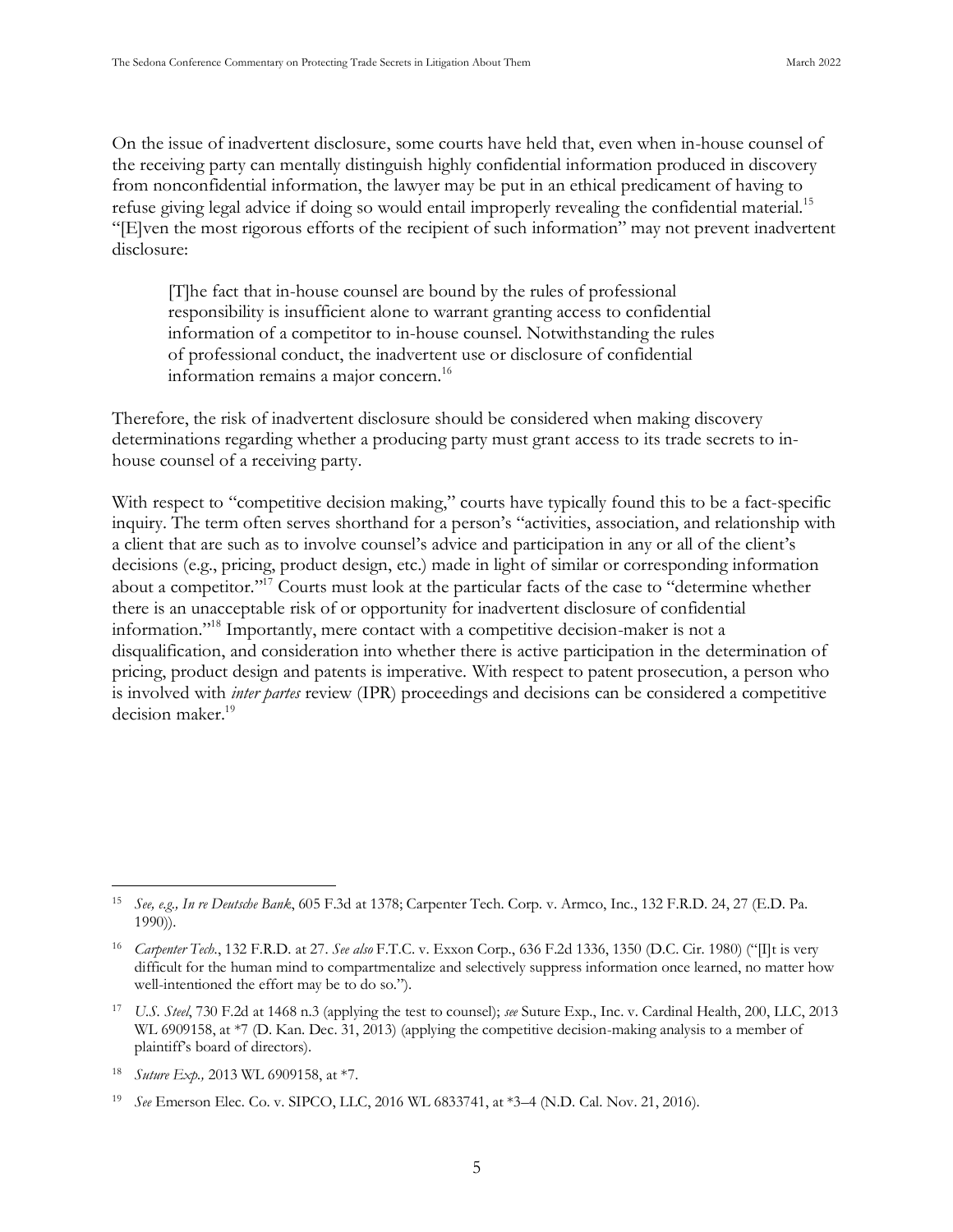On the issue of inadvertent disclosure, some courts have held that, even when in-house counsel of the receiving party can mentally distinguish highly confidential information produced in discovery from nonconfidential information, the lawyer may be put in an ethical predicament of having to refuse giving legal advice if doing so would entail improperly revealing the confidential material.[15] "[E]ven the most rigorous efforts of the recipient of such information" may not prevent inadvertent disclosure:

> [T]he fact that in-house counsel are bound by the rules of professional responsibility is insufficient alone to warrant granting access to confidential information of a competitor to in-house counsel. Notwithstanding the rules of professional conduct, the inadvertent use or disclosure of confidential information remains a major concern.[16]

Therefore, the risk of inadvertent disclosure should be considered when making discovery determinations regarding whether a producing party must grant access to its trade secrets to in-house counsel of a receiving party.

With respect to "competitive decision making," courts have typically found this to be a fact-specific inquiry. The term often serves shorthand for a person's "activities, association, and relationship with a client that are such as to involve counsel's advice and participation in any or all of the client's decisions (e.g., pricing, product design, etc.) made in light of similar or corresponding information about a competitor."[17] Courts must look at the particular facts of the case to "determine whether there is an unacceptable risk of or opportunity for inadvertent disclosure of confidential information."[18] Importantly, mere contact with a competitive decision-maker is not a disqualification, and consideration into whether there is active participation in the determination of pricing, product design and patents is imperative. With respect to patent prosecution, a person who is involved with *inter partes* review (IPR) proceedings and decisions can be considered a competitive decision maker.[19]

---

[15] *See, e.g., In re Deutsche Bank*, 605 F.3d at 1378; Carpenter Tech. Corp. v. Armco, Inc., 132 F.R.D. 24, 27 (E.D. Pa. 1990)).

[16] *Carpenter Tech.*, 132 F.R.D. at 27. *See also* F.T.C. v. Exxon Corp., 636 F.2d 1336, 1350 (D.C. Cir. 1980) ("[I]t is very difficult for the human mind to compartmentalize and selectively suppress information once learned, no matter how well-intentioned the effort may be to do so.").

[17] *U.S. Steel*, 730 F.2d at 1468 n.3 (applying the test to counsel); *see* Suture Exp., Inc. v. Cardinal Health, 200, LLC, 2013 WL 6909158, at *7 (D. Kan. Dec. 31, 2013) (applying the competitive decision-making analysis to a member of plaintiff's board of directors).

[18] *Suture Exp.,* 2013 WL 6909158, at *7.

[19] *See* Emerson Elec. Co. v. SIPCO, LLC, 2016 WL 6833741, at *3–4 (N.D. Cal. Nov. 21, 2016).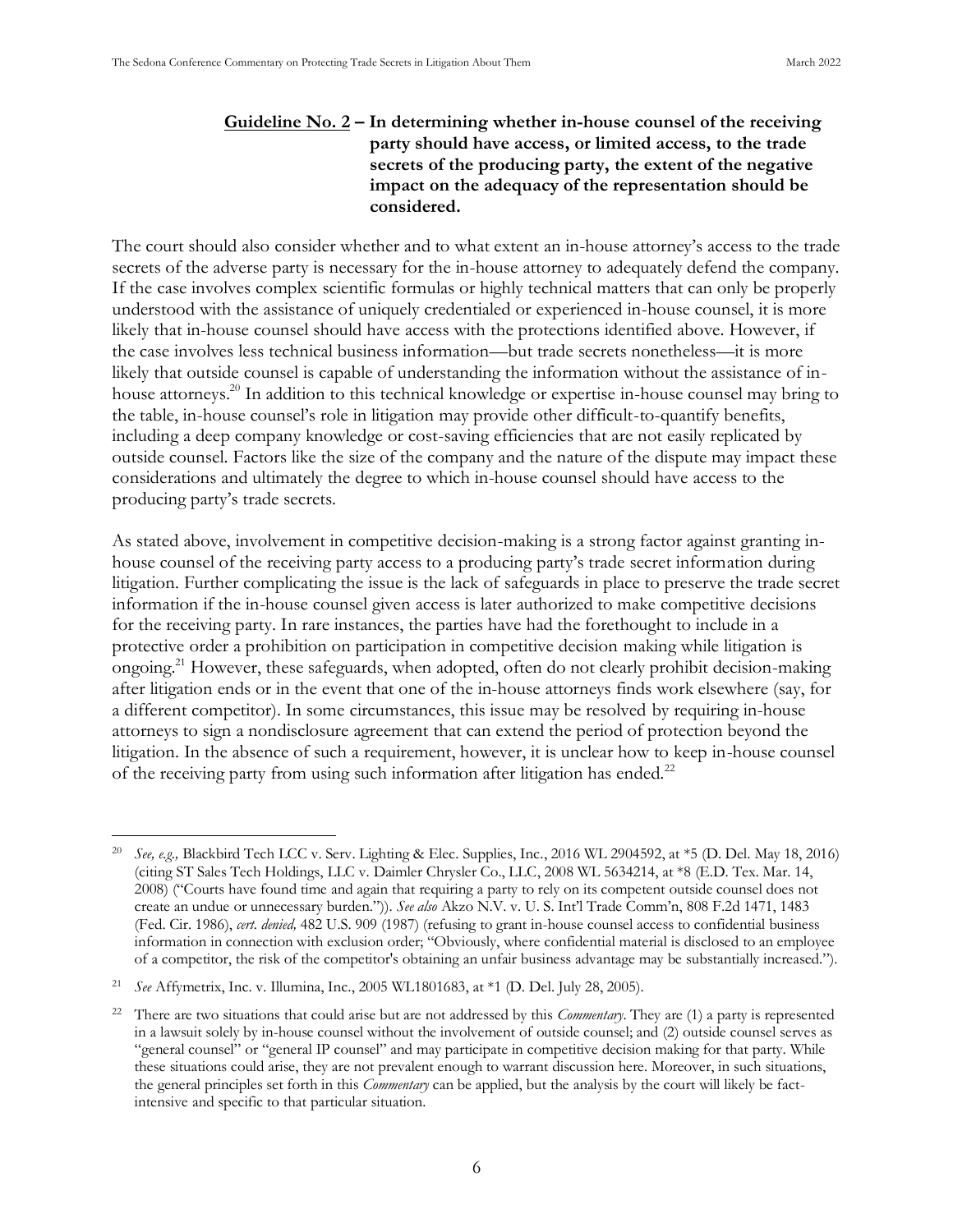**Guideline No. 2 – In determining whether in-house counsel of the receiving party should have access, or limited access, to the trade secrets of the producing party, the extent of the negative impact on the adequacy of the representation should be considered.**

The court should also consider whether and to what extent an in-house attorney's access to the trade secrets of the adverse party is necessary for the in-house attorney to adequately defend the company. If the case involves complex scientific formulas or highly technical matters that can only be properly understood with the assistance of uniquely credentialed or experienced in-house counsel, it is more likely that in-house counsel should have access with the protections identified above. However, if the case involves less technical business information—but trade secrets nonetheless—it is more likely that outside counsel is capable of understanding the information without the assistance of in-house attorneys.[20] In addition to this technical knowledge or expertise in-house counsel may bring to the table, in-house counsel's role in litigation may provide other difficult-to-quantify benefits, including a deep company knowledge or cost-saving efficiencies that are not easily replicated by outside counsel. Factors like the size of the company and the nature of the dispute may impact these considerations and ultimately the degree to which in-house counsel should have access to the producing party's trade secrets.

As stated above, involvement in competitive decision-making is a strong factor against granting in-house counsel of the receiving party access to a producing party's trade secret information during litigation. Further complicating the issue is the lack of safeguards in place to preserve the trade secret information if the in-house counsel given access is later authorized to make competitive decisions for the receiving party. In rare instances, the parties have had the forethought to include in a protective order a prohibition on participation in competitive decision making while litigation is ongoing.[21] However, these safeguards, when adopted, often do not clearly prohibit decision-making after litigation ends or in the event that one of the in-house attorneys finds work elsewhere (say, for a different competitor). In some circumstances, this issue may be resolved by requiring in-house attorneys to sign a nondisclosure agreement that can extend the period of protection beyond the litigation. In the absence of such a requirement, however, it is unclear how to keep in-house counsel of the receiving party from using such information after litigation has ended.[22]

---

[20] *See, e.g.,* Blackbird Tech LCC v. Serv. Lighting & Elec. Supplies, Inc., 2016 WL 2904592, at *5 (D. Del. May 18, 2016) (citing ST Sales Tech Holdings, LLC v. Daimler Chrysler Co., LLC, 2008 WL 5634214, at *8 (E.D. Tex. Mar. 14, 2008) ("Courts have found time and again that requiring a party to rely on its competent outside counsel does not create an undue or unnecessary burden.")). *See also* Akzo N.V. v. U. S. Int'l Trade Comm'n, 808 F.2d 1471, 1483 (Fed. Cir. 1986), *cert. denied,* 482 U.S. 909 (1987) (refusing to grant in-house counsel access to confidential business information in connection with exclusion order; "Obviously, where confidential material is disclosed to an employee of a competitor, the risk of the competitor's obtaining an unfair business advantage may be substantially increased.").

[21] *See* Affymetrix, Inc. v. Illumina, Inc., 2005 WL1801683, at *1 (D. Del. July 28, 2005).

[22] There are two situations that could arise but are not addressed by this *Commentary*. They are (1) a party is represented in a lawsuit solely by in-house counsel without the involvement of outside counsel; and (2) outside counsel serves as "general counsel" or "general IP counsel" and may participate in competitive decision making for that party. While these situations could arise, they are not prevalent enough to warrant discussion here. Moreover, in such situations, the general principles set forth in this *Commentary* can be applied, but the analysis by the court will likely be fact-intensive and specific to that particular situation.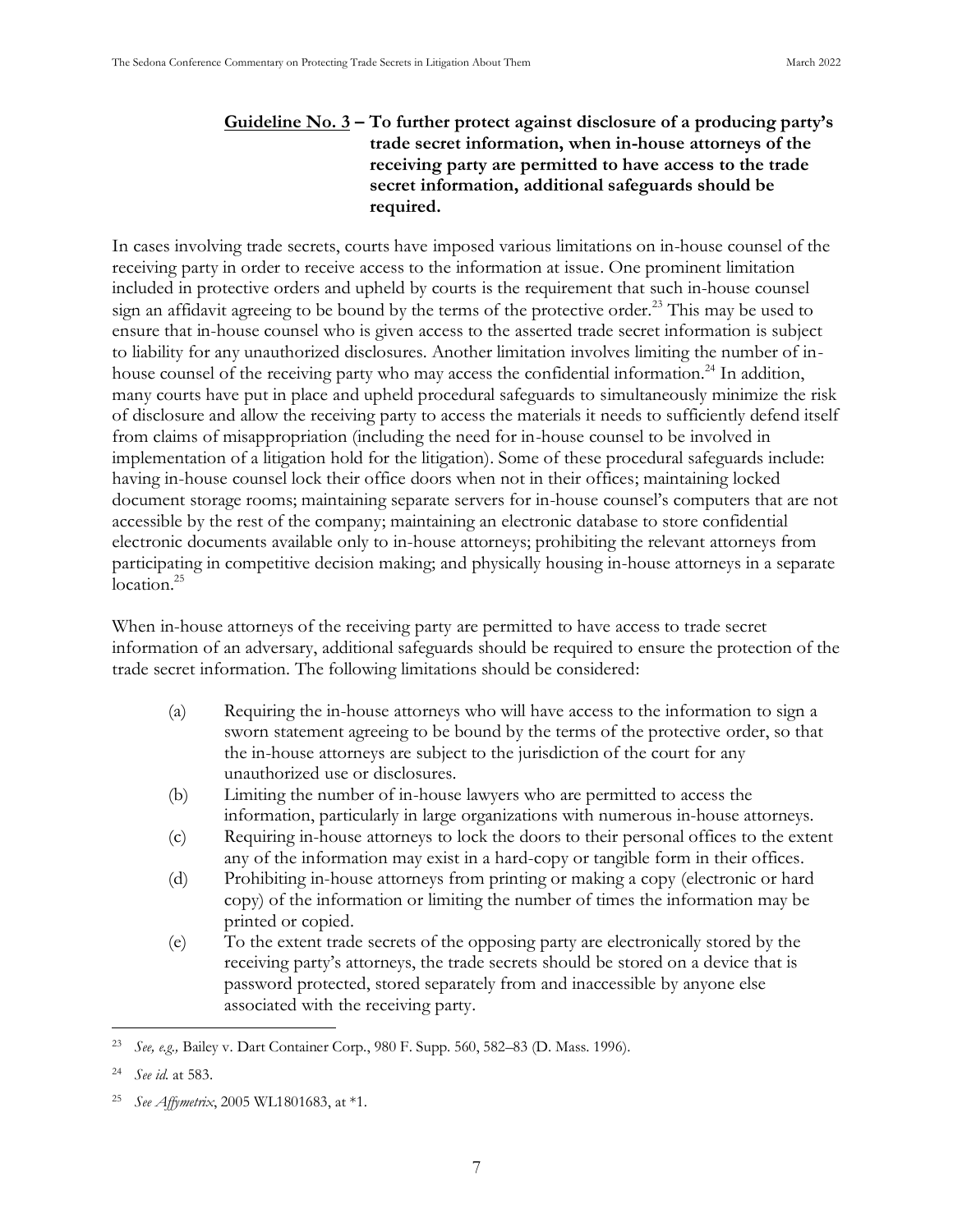**<u>Guideline No. 3</u> – To further protect against disclosure of a producing party's trade secret information, when in-house attorneys of the receiving party are permitted to have access to the trade secret information, additional safeguards should be required.**

In cases involving trade secrets, courts have imposed various limitations on in-house counsel of the receiving party in order to receive access to the information at issue. One prominent limitation included in protective orders and upheld by courts is the requirement that such in-house counsel sign an affidavit agreeing to be bound by the terms of the protective order.[23] This may be used to ensure that in-house counsel who is given access to the asserted trade secret information is subject to liability for any unauthorized disclosures. Another limitation involves limiting the number of in-house counsel of the receiving party who may access the confidential information.[24] In addition, many courts have put in place and upheld procedural safeguards to simultaneously minimize the risk of disclosure and allow the receiving party to access the materials it needs to sufficiently defend itself from claims of misappropriation (including the need for in-house counsel to be involved in implementation of a litigation hold for the litigation). Some of these procedural safeguards include: having in-house counsel lock their office doors when not in their offices; maintaining locked document storage rooms; maintaining separate servers for in-house counsel's computers that are not accessible by the rest of the company; maintaining an electronic database to store confidential electronic documents available only to in-house attorneys; prohibiting the relevant attorneys from participating in competitive decision making; and physically housing in-house attorneys in a separate location.[25]

When in-house attorneys of the receiving party are permitted to have access to trade secret information of an adversary, additional safeguards should be required to ensure the protection of the trade secret information. The following limitations should be considered:

(a) Requiring the in-house attorneys who will have access to the information to sign a sworn statement agreeing to be bound by the terms of the protective order, so that the in-house attorneys are subject to the jurisdiction of the court for any unauthorized use or disclosures.

(b) Limiting the number of in-house lawyers who are permitted to access the information, particularly in large organizations with numerous in-house attorneys.

(c) Requiring in-house attorneys to lock the doors to their personal offices to the extent any of the information may exist in a hard-copy or tangible form in their offices.

(d) Prohibiting in-house attorneys from printing or making a copy (electronic or hard copy) of the information or limiting the number of times the information may be printed or copied.

(e) To the extent trade secrets of the opposing party are electronically stored by the receiving party's attorneys, the trade secrets should be stored on a device that is password protected, stored separately from and inaccessible by anyone else associated with the receiving party.

---

[23] *See, e.g.,* Bailey v. Dart Container Corp., 980 F. Supp. 560, 582–83 (D. Mass. 1996).

[24] *See id.* at 583.

[25] *See Affymetrix*, 2005 WL1801683, at *1.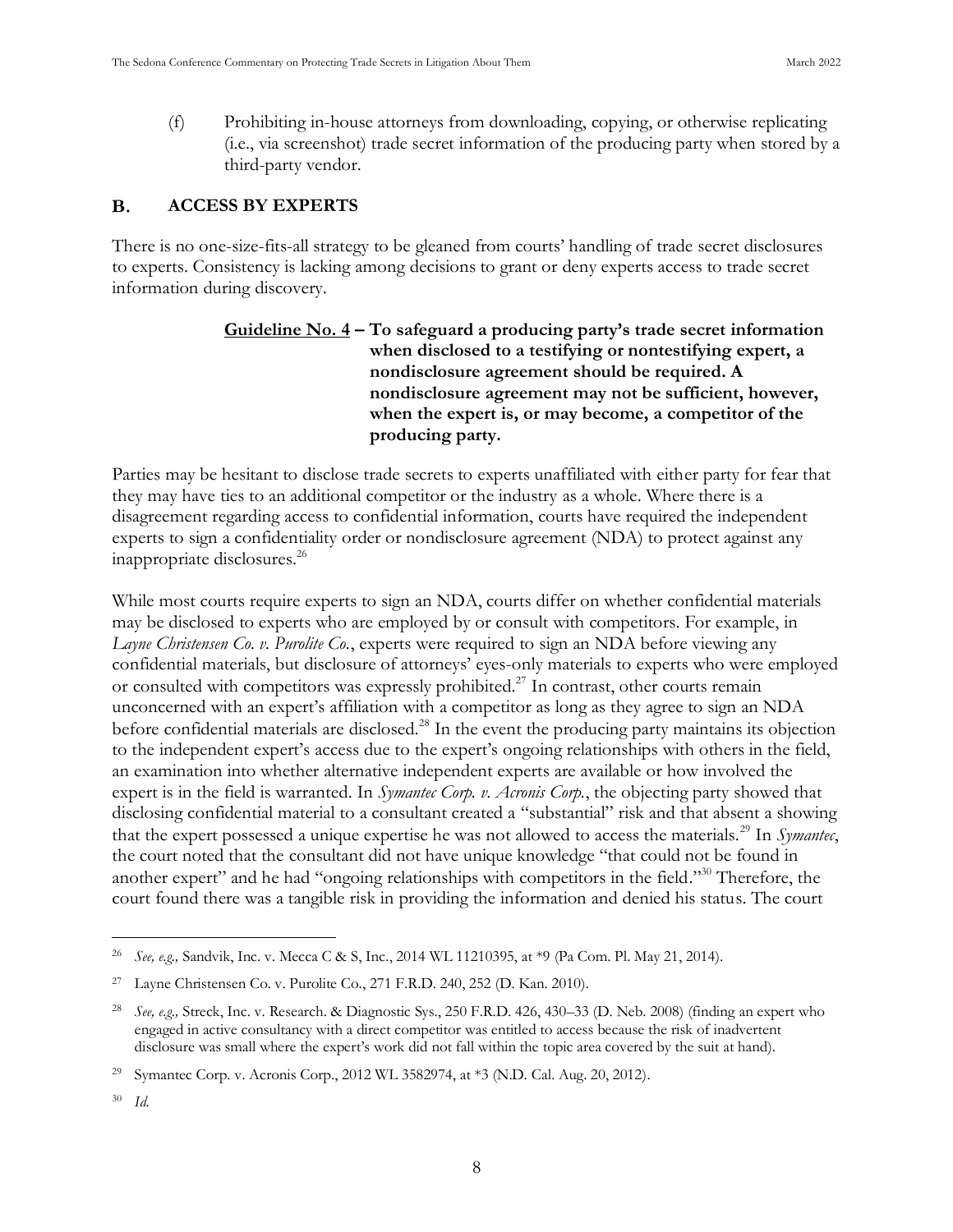(f) Prohibiting in-house attorneys from downloading, copying, or otherwise replicating (i.e., via screenshot) trade secret information of the producing party when stored by a third-party vendor.

## B. ACCESS BY EXPERTS

There is no one-size-fits-all strategy to be gleaned from courts' handling of trade secret disclosures to experts. Consistency is lacking among decisions to grant or deny experts access to trade secret information during discovery.

> **<u>Guideline No. 4</u> – To safeguard a producing party's trade secret information when disclosed to a testifying or nontestifying expert, a nondisclosure agreement should be required. A nondisclosure agreement may not be sufficient, however, when the expert is, or may become, a competitor of the producing party.**

Parties may be hesitant to disclose trade secrets to experts unaffiliated with either party for fear that they may have ties to an additional competitor or the industry as a whole. Where there is a disagreement regarding access to confidential information, courts have required the independent experts to sign a confidentiality order or nondisclosure agreement (NDA) to protect against any inappropriate disclosures.[26]

While most courts require experts to sign an NDA, courts differ on whether confidential materials may be disclosed to experts who are employed by or consult with competitors. For example, in *Layne Christensen Co. v. Purolite Co.*, experts were required to sign an NDA before viewing any confidential materials, but disclosure of attorneys' eyes-only materials to experts who were employed or consulted with competitors was expressly prohibited.[27] In contrast, other courts remain unconcerned with an expert's affiliation with a competitor as long as they agree to sign an NDA before confidential materials are disclosed.[28] In the event the producing party maintains its objection to the independent expert's access due to the expert's ongoing relationships with others in the field, an examination into whether alternative independent experts are available or how involved the expert is in the field is warranted. In *Symantec Corp. v. Acronis Corp.*, the objecting party showed that disclosing confidential material to a consultant created a "substantial" risk and that absent a showing that the expert possessed a unique expertise he was not allowed to access the materials.[29] In *Symantec*, the court noted that the consultant did not have unique knowledge "that could not be found in another expert" and he had "ongoing relationships with competitors in the field."[30] Therefore, the court found there was a tangible risk in providing the information and denied his status. The court

---

[26] *See, e.g.,* Sandvik, Inc. v. Mecca C & S, Inc., 2014 WL 11210395, at *9 (Pa Com. Pl. May 21, 2014).

[27] Layne Christensen Co. v. Purolite Co., 271 F.R.D. 240, 252 (D. Kan. 2010).

[28] *See, e.g.,* Streck, Inc. v. Research. & Diagnostic Sys., 250 F.R.D. 426, 430–33 (D. Neb. 2008) (finding an expert who engaged in active consultancy with a direct competitor was entitled to access because the risk of inadvertent disclosure was small where the expert's work did not fall within the topic area covered by the suit at hand).

[29] Symantec Corp. v. Acronis Corp., 2012 WL 3582974, at *3 (N.D. Cal. Aug. 20, 2012).

[30] *Id.*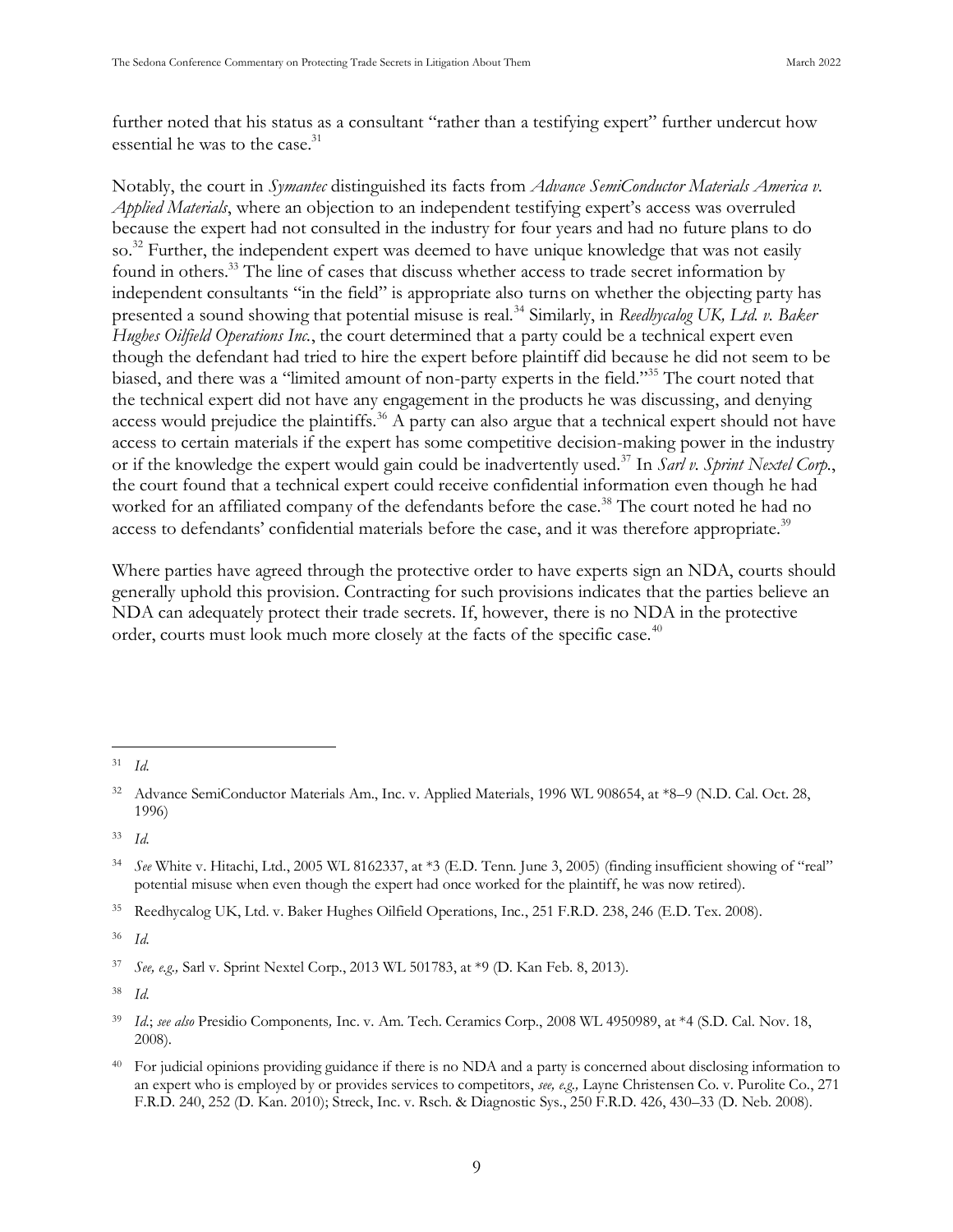further noted that his status as a consultant "rather than a testifying expert" further undercut how essential he was to the case.[31]

Notably, the court in *Symantec* distinguished its facts from *Advance SemiConductor Materials America v. Applied Materials*, where an objection to an independent testifying expert's access was overruled because the expert had not consulted in the industry for four years and had no future plans to do so.[32] Further, the independent expert was deemed to have unique knowledge that was not easily found in others.[33] The line of cases that discuss whether access to trade secret information by independent consultants "in the field" is appropriate also turns on whether the objecting party has presented a sound showing that potential misuse is real.[34] Similarly, in *Reedhycalog UK, Ltd. v. Baker Hughes Oilfield Operations Inc.*, the court determined that a party could be a technical expert even though the defendant had tried to hire the expert before plaintiff did because he did not seem to be biased, and there was a "limited amount of non-party experts in the field."[35] The court noted that the technical expert did not have any engagement in the products he was discussing, and denying access would prejudice the plaintiffs.[36] A party can also argue that a technical expert should not have access to certain materials if the expert has some competitive decision-making power in the industry or if the knowledge the expert would gain could be inadvertently used.[37] In *Sarl v. Sprint Nextel Corp.*, the court found that a technical expert could receive confidential information even though he had worked for an affiliated company of the defendants before the case.[38] The court noted he had no access to defendants' confidential materials before the case, and it was therefore appropriate.[39]

Where parties have agreed through the protective order to have experts sign an NDA, courts should generally uphold this provision. Contracting for such provisions indicates that the parties believe an NDA can adequately protect their trade secrets. If, however, there is no NDA in the protective order, courts must look much more closely at the facts of the specific case.[40]

---

[31] *Id.*

[32] Advance SemiConductor Materials Am., Inc. v. Applied Materials, 1996 WL 908654, at *8–9 (N.D. Cal. Oct. 28, 1996)

[33] *Id.*

[34] *See* White v. Hitachi, Ltd., 2005 WL 8162337, at *3 (E.D. Tenn. June 3, 2005) (finding insufficient showing of "real" potential misuse when even though the expert had once worked for the plaintiff, he was now retired).

[35] Reedhycalog UK, Ltd. v. Baker Hughes Oilfield Operations, Inc., 251 F.R.D. 238, 246 (E.D. Tex. 2008).

[36] *Id.*

[37] *See, e.g.,* Sarl v. Sprint Nextel Corp., 2013 WL 501783, at *9 (D. Kan Feb. 8, 2013).

[38] *Id.*

[39] *Id.*; *see also* Presidio Components, Inc. v. Am. Tech. Ceramics Corp., 2008 WL 4950989, at *4 (S.D. Cal. Nov. 18, 2008).

[40] For judicial opinions providing guidance if there is no NDA and a party is concerned about disclosing information to an expert who is employed by or provides services to competitors, *see, e.g.,* Layne Christensen Co. v. Purolite Co., 271 F.R.D. 240, 252 (D. Kan. 2010); Streck, Inc. v. Rsch. & Diagnostic Sys., 250 F.R.D. 426, 430–33 (D. Neb. 2008).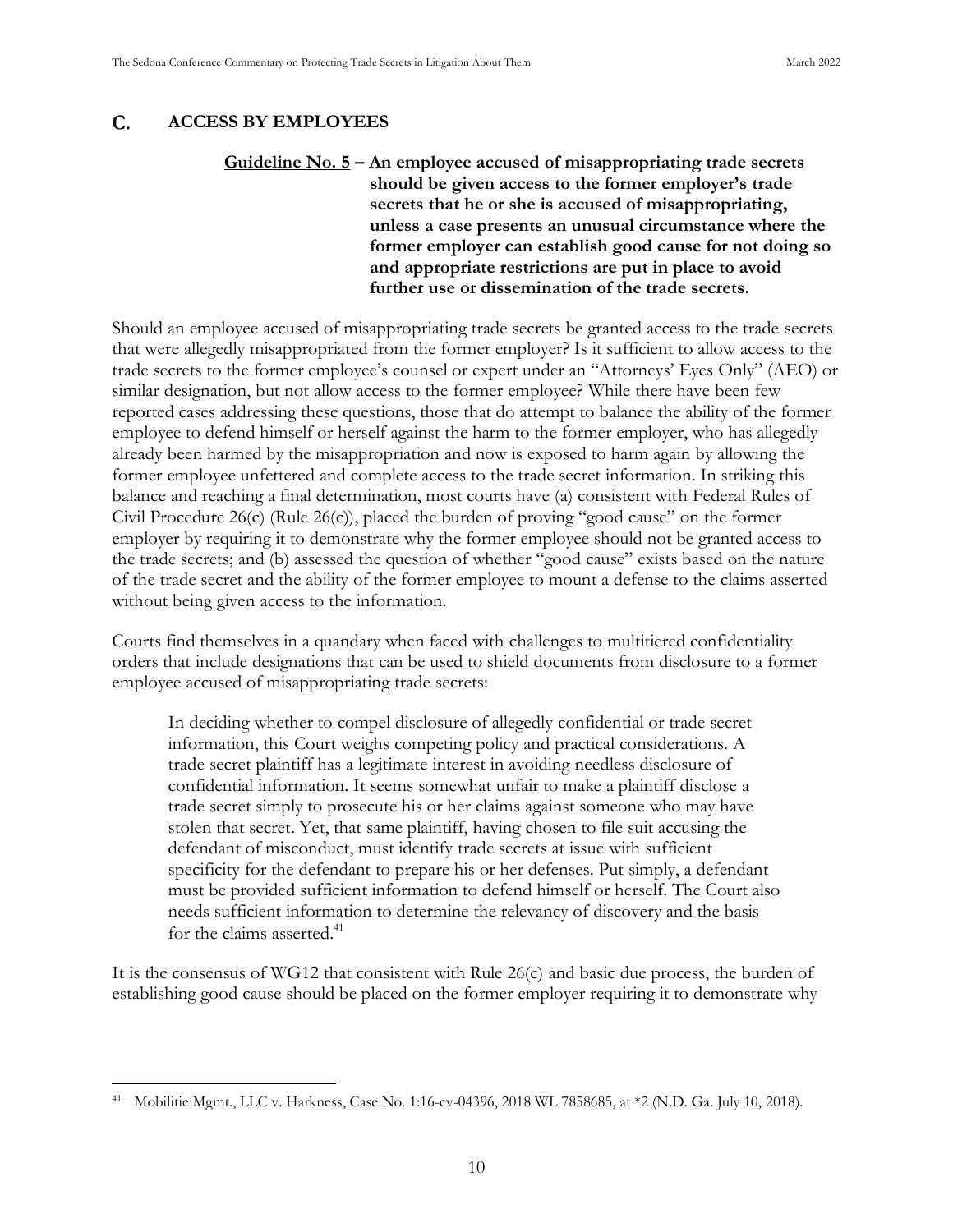## C. ACCESS BY EMPLOYEES

> **<u>Guideline No. 5</u> – An employee accused of misappropriating trade secrets should be given access to the former employer's trade secrets that he or she is accused of misappropriating, unless a case presents an unusual circumstance where the former employer can establish good cause for not doing so and appropriate restrictions are put in place to avoid further use or dissemination of the trade secrets.**

Should an employee accused of misappropriating trade secrets be granted access to the trade secrets that were allegedly misappropriated from the former employer? Is it sufficient to allow access to the trade secrets to the former employee's counsel or expert under an "Attorneys' Eyes Only" (AEO) or similar designation, but not allow access to the former employee? While there have been few reported cases addressing these questions, those that do attempt to balance the ability of the former employee to defend himself or herself against the harm to the former employer, who has allegedly already been harmed by the misappropriation and now is exposed to harm again by allowing the former employee unfettered and complete access to the trade secret information. In striking this balance and reaching a final determination, most courts have (a) consistent with Federal Rules of Civil Procedure 26(c) (Rule 26(c)), placed the burden of proving "good cause" on the former employer by requiring it to demonstrate why the former employee should not be granted access to the trade secrets; and (b) assessed the question of whether "good cause" exists based on the nature of the trade secret and the ability of the former employee to mount a defense to the claims asserted without being given access to the information.

Courts find themselves in a quandary when faced with challenges to multitiered confidentiality orders that include designations that can be used to shield documents from disclosure to a former employee accused of misappropriating trade secrets:

> In deciding whether to compel disclosure of allegedly confidential or trade secret information, this Court weighs competing policy and practical considerations. A trade secret plaintiff has a legitimate interest in avoiding needless disclosure of confidential information. It seems somewhat unfair to make a plaintiff disclose a trade secret simply to prosecute his or her claims against someone who may have stolen that secret. Yet, that same plaintiff, having chosen to file suit accusing the defendant of misconduct, must identify trade secrets at issue with sufficient specificity for the defendant to prepare his or her defenses. Put simply, a defendant must be provided sufficient information to defend himself or herself. The Court also needs sufficient information to determine the relevancy of discovery and the basis for the claims asserted.[41]

It is the consensus of WG12 that consistent with Rule 26(c) and basic due process, the burden of establishing good cause should be placed on the former employer requiring it to demonstrate why

---

[41] Mobilitie Mgmt., LLC v. Harkness, Case No. 1:16-cv-04396, 2018 WL 7858685, at *2 (N.D. Ga. July 10, 2018).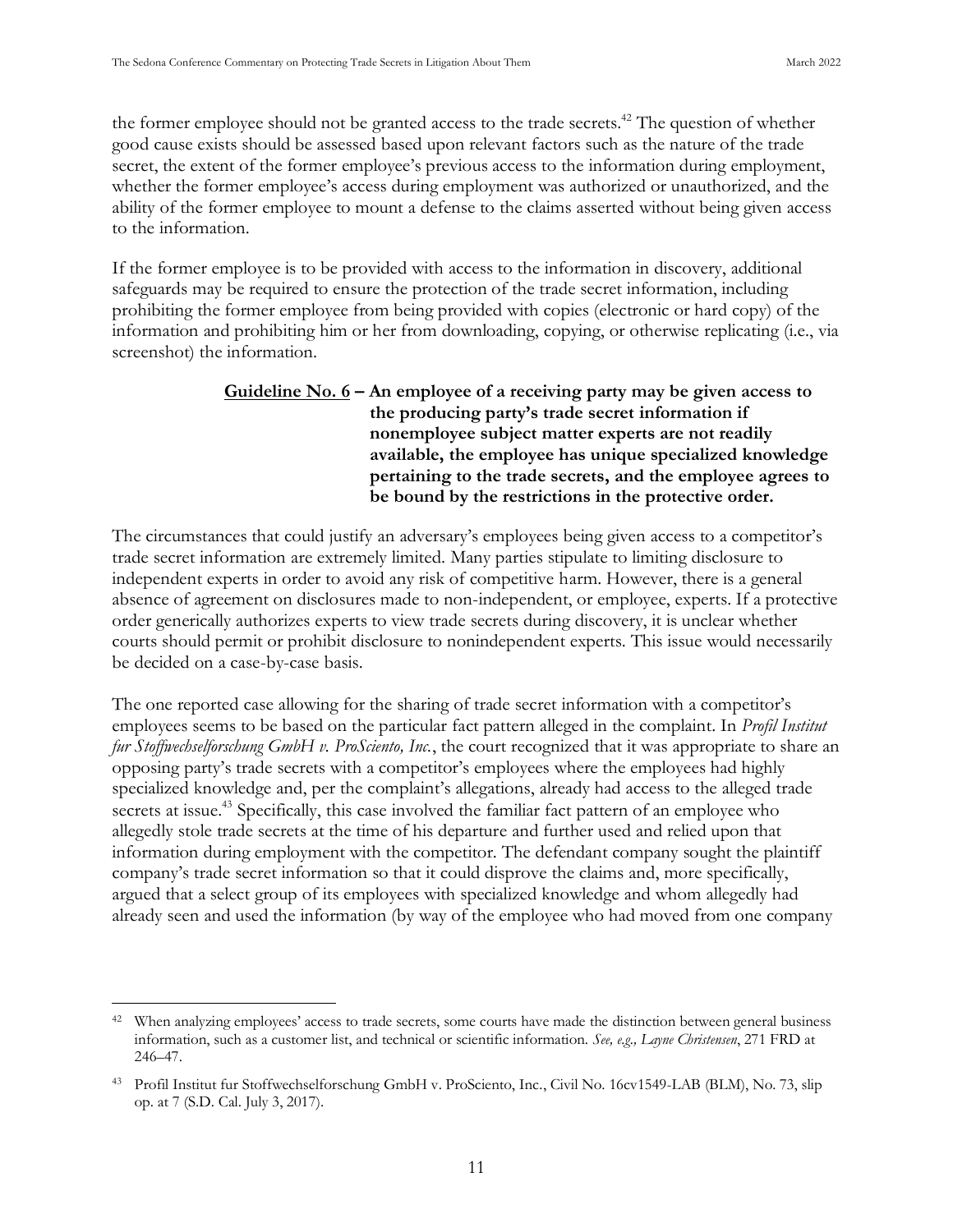the former employee should not be granted access to the trade secrets.[42] The question of whether good cause exists should be assessed based upon relevant factors such as the nature of the trade secret, the extent of the former employee's previous access to the information during employment, whether the former employee's access during employment was authorized or unauthorized, and the ability of the former employee to mount a defense to the claims asserted without being given access to the information.

If the former employee is to be provided with access to the information in discovery, additional safeguards may be required to ensure the protection of the trade secret information, including prohibiting the former employee from being provided with copies (electronic or hard copy) of the information and prohibiting him or her from downloading, copying, or otherwise replicating (i.e., via screenshot) the information.

**Guideline No. 6 – An employee of a receiving party may be given access to the producing party's trade secret information if nonemployee subject matter experts are not readily available, the employee has unique specialized knowledge pertaining to the trade secrets, and the employee agrees to be bound by the restrictions in the protective order.**

The circumstances that could justify an adversary's employees being given access to a competitor's trade secret information are extremely limited. Many parties stipulate to limiting disclosure to independent experts in order to avoid any risk of competitive harm. However, there is a general absence of agreement on disclosures made to non-independent, or employee, experts. If a protective order generically authorizes experts to view trade secrets during discovery, it is unclear whether courts should permit or prohibit disclosure to nonindependent experts. This issue would necessarily be decided on a case-by-case basis.

The one reported case allowing for the sharing of trade secret information with a competitor's employees seems to be based on the particular fact pattern alleged in the complaint. In *Profil Institut fur Stoffwechselforschung GmbH v. ProSciento, Inc.*, the court recognized that it was appropriate to share an opposing party's trade secrets with a competitor's employees where the employees had highly specialized knowledge and, per the complaint's allegations, already had access to the alleged trade secrets at issue.[43] Specifically, this case involved the familiar fact pattern of an employee who allegedly stole trade secrets at the time of his departure and further used and relied upon that information during employment with the competitor. The defendant company sought the plaintiff company's trade secret information so that it could disprove the claims and, more specifically, argued that a select group of its employees with specialized knowledge and whom allegedly had already seen and used the information (by way of the employee who had moved from one company

---

[42] When analyzing employees' access to trade secrets, some courts have made the distinction between general business information, such as a customer list, and technical or scientific information. *See, e.g., Layne Christensen*, 271 FRD at 246–47.

[43] Profil Institut fur Stoffwechselforschung GmbH v. ProSciento, Inc., Civil No. 16cv1549-LAB (BLM), No. 73, slip op. at 7 (S.D. Cal. July 3, 2017).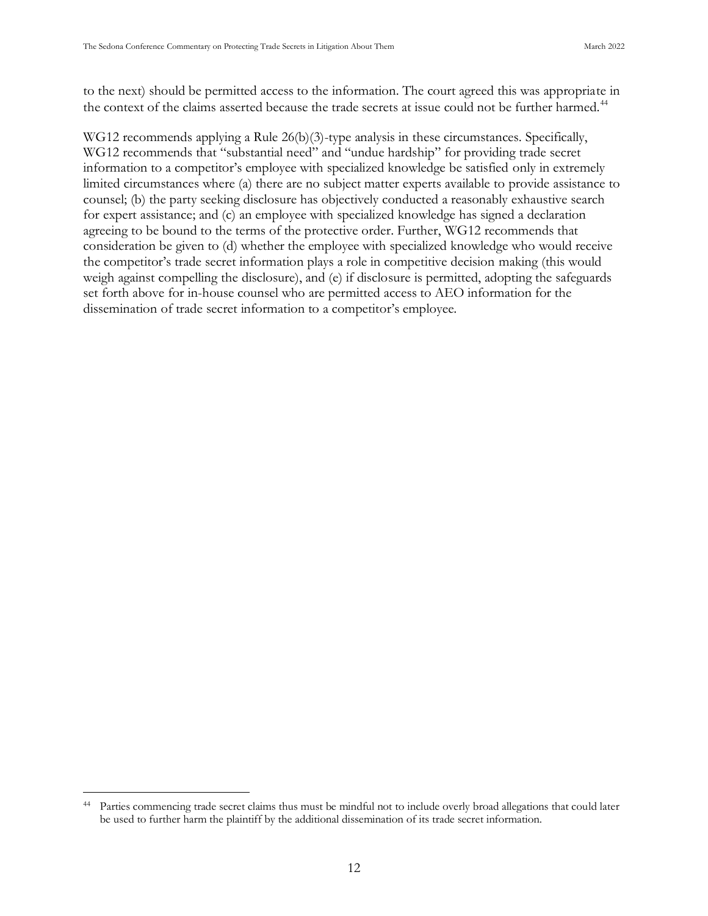to the next) should be permitted access to the information. The court agreed this was appropriate in the context of the claims asserted because the trade secrets at issue could not be further harmed.[44]

WG12 recommends applying a Rule 26(b)(3)-type analysis in these circumstances. Specifically, WG12 recommends that "substantial need" and "undue hardship" for providing trade secret information to a competitor's employee with specialized knowledge be satisfied only in extremely limited circumstances where (a) there are no subject matter experts available to provide assistance to counsel; (b) the party seeking disclosure has objectively conducted a reasonably exhaustive search for expert assistance; and (c) an employee with specialized knowledge has signed a declaration agreeing to be bound to the terms of the protective order. Further, WG12 recommends that consideration be given to (d) whether the employee with specialized knowledge who would receive the competitor's trade secret information plays a role in competitive decision making (this would weigh against compelling the disclosure), and (e) if disclosure is permitted, adopting the safeguards set forth above for in-house counsel who are permitted access to AEO information for the dissemination of trade secret information to a competitor's employee.

---

[44] Parties commencing trade secret claims thus must be mindful not to include overly broad allegations that could later be used to further harm the plaintiff by the additional dissemination of its trade secret information.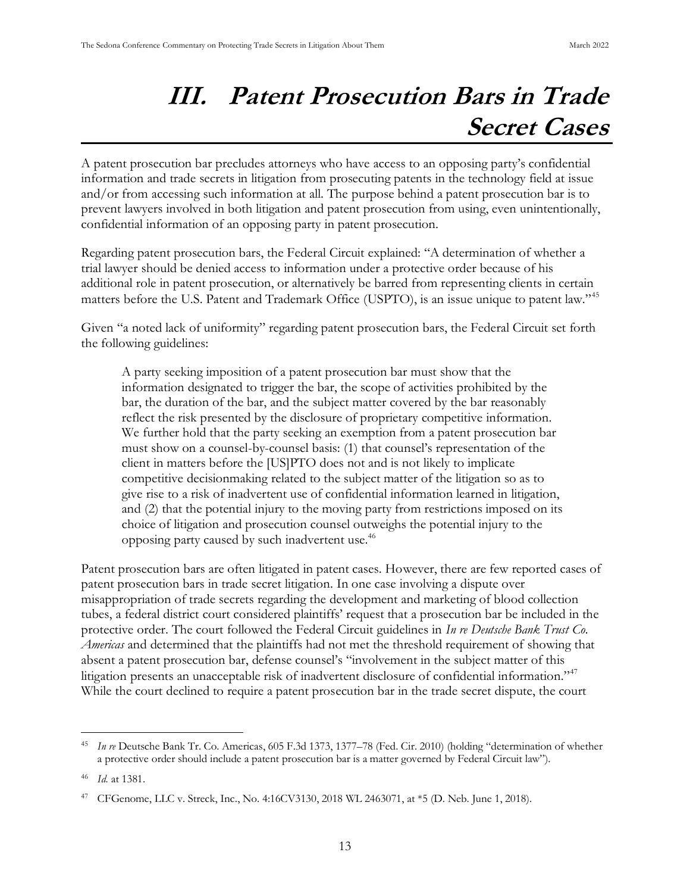# III. Patent Prosecution Bars in Trade Secret Cases

A patent prosecution bar precludes attorneys who have access to an opposing party's confidential information and trade secrets in litigation from prosecuting patents in the technology field at issue and/or from accessing such information at all. The purpose behind a patent prosecution bar is to prevent lawyers involved in both litigation and patent prosecution from using, even unintentionally, confidential information of an opposing party in patent prosecution.

Regarding patent prosecution bars, the Federal Circuit explained: "A determination of whether a trial lawyer should be denied access to information under a protective order because of his additional role in patent prosecution, or alternatively be barred from representing clients in certain matters before the U.S. Patent and Trademark Office (USPTO), is an issue unique to patent law."[45]

Given "a noted lack of uniformity" regarding patent prosecution bars, the Federal Circuit set forth the following guidelines:

> A party seeking imposition of a patent prosecution bar must show that the information designated to trigger the bar, the scope of activities prohibited by the bar, the duration of the bar, and the subject matter covered by the bar reasonably reflect the risk presented by the disclosure of proprietary competitive information. We further hold that the party seeking an exemption from a patent prosecution bar must show on a counsel-by-counsel basis: (1) that counsel's representation of the client in matters before the [US]PTO does not and is not likely to implicate competitive decisionmaking related to the subject matter of the litigation so as to give rise to a risk of inadvertent use of confidential information learned in litigation, and (2) that the potential injury to the moving party from restrictions imposed on its choice of litigation and prosecution counsel outweighs the potential injury to the opposing party caused by such inadvertent use.[46]

Patent prosecution bars are often litigated in patent cases. However, there are few reported cases of patent prosecution bars in trade secret litigation. In one case involving a dispute over misappropriation of trade secrets regarding the development and marketing of blood collection tubes, a federal district court considered plaintiffs' request that a prosecution bar be included in the protective order. The court followed the Federal Circuit guidelines in *In re Deutsche Bank Trust Co. Americas* and determined that the plaintiffs had not met the threshold requirement of showing that absent a patent prosecution bar, defense counsel's "involvement in the subject matter of this litigation presents an unacceptable risk of inadvertent disclosure of confidential information."[47] While the court declined to require a patent prosecution bar in the trade secret dispute, the court

---

[45] *In re* Deutsche Bank Tr. Co. Americas, 605 F.3d 1373, 1377–78 (Fed. Cir. 2010) (holding "determination of whether a protective order should include a patent prosecution bar is a matter governed by Federal Circuit law").

[46] *Id.* at 1381.

[47] CFGenome, LLC v. Streck, Inc., No. 4:16CV3130, 2018 WL 2463071, at *5 (D. Neb. June 1, 2018).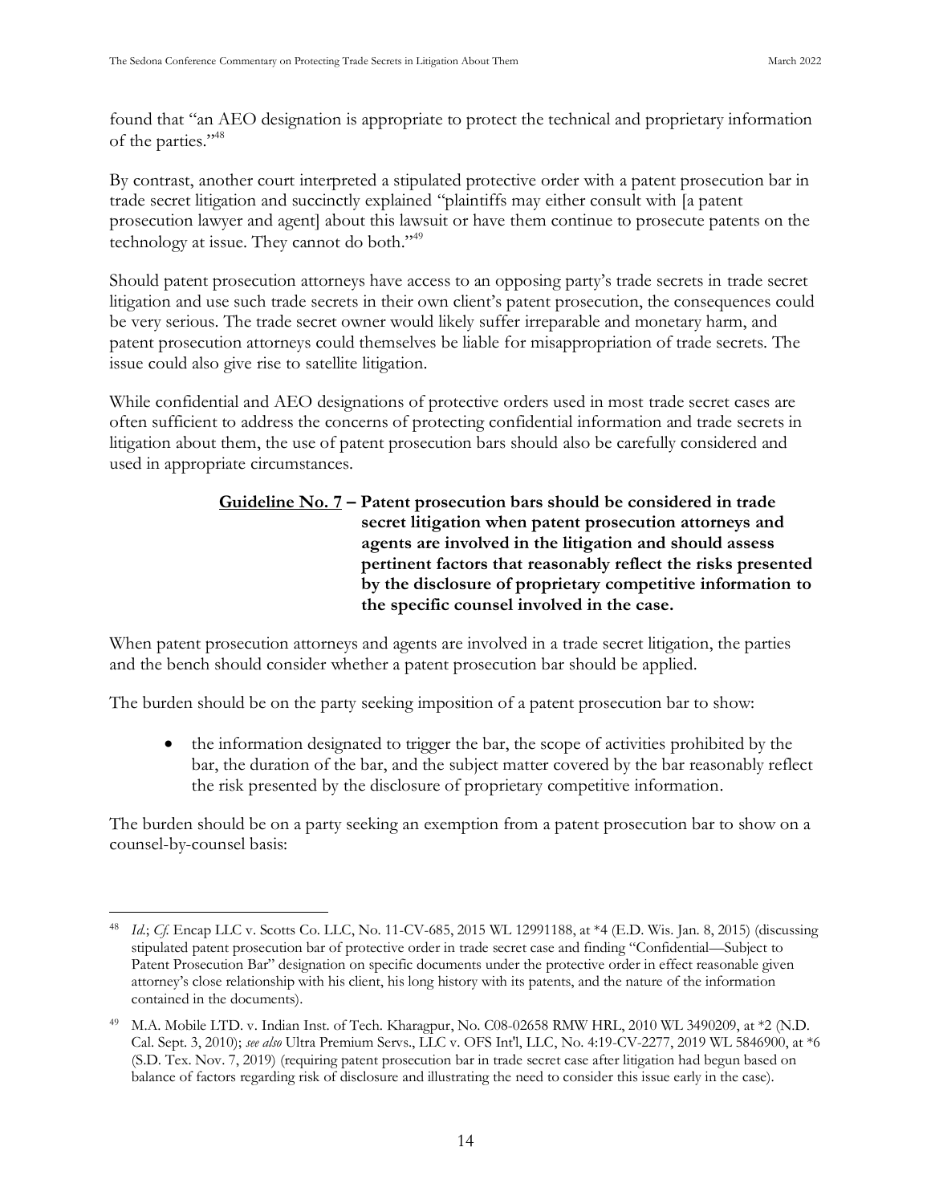found that "an AEO designation is appropriate to protect the technical and proprietary information of the parties."[48]

By contrast, another court interpreted a stipulated protective order with a patent prosecution bar in trade secret litigation and succinctly explained "plaintiffs may either consult with [a patent prosecution lawyer and agent] about this lawsuit or have them continue to prosecute patents on the technology at issue. They cannot do both."[49]

Should patent prosecution attorneys have access to an opposing party's trade secrets in trade secret litigation and use such trade secrets in their own client's patent prosecution, the consequences could be very serious. The trade secret owner would likely suffer irreparable and monetary harm, and patent prosecution attorneys could themselves be liable for misappropriation of trade secrets. The issue could also give rise to satellite litigation.

While confidential and AEO designations of protective orders used in most trade secret cases are often sufficient to address the concerns of protecting confidential information and trade secrets in litigation about them, the use of patent prosecution bars should also be carefully considered and used in appropriate circumstances.

> **<u>Guideline No. 7</u> – Patent prosecution bars should be considered in trade secret litigation when patent prosecution attorneys and agents are involved in the litigation and should assess pertinent factors that reasonably reflect the risks presented by the disclosure of proprietary competitive information to the specific counsel involved in the case.**

When patent prosecution attorneys and agents are involved in a trade secret litigation, the parties and the bench should consider whether a patent prosecution bar should be applied.

The burden should be on the party seeking imposition of a patent prosecution bar to show:

- the information designated to trigger the bar, the scope of activities prohibited by the bar, the duration of the bar, and the subject matter covered by the bar reasonably reflect the risk presented by the disclosure of proprietary competitive information.

The burden should be on a party seeking an exemption from a patent prosecution bar to show on a counsel-by-counsel basis:

---

[48] *Id.*; *Cf.* Encap LLC v. Scotts Co. LLC, No. 11-CV-685, 2015 WL 12991188, at *4 (E.D. Wis. Jan. 8, 2015) (discussing stipulated patent prosecution bar of protective order in trade secret case and finding "Confidential—Subject to Patent Prosecution Bar" designation on specific documents under the protective order in effect reasonable given attorney's close relationship with his client, his long history with its patents, and the nature of the information contained in the documents).

[49] M.A. Mobile LTD. v. Indian Inst. of Tech. Kharagpur, No. C08-02658 RMW HRL, 2010 WL 3490209, at *2 (N.D. Cal. Sept. 3, 2010); *see also* Ultra Premium Servs., LLC v. OFS Int'l, LLC, No. 4:19-CV-2277, 2019 WL 5846900, at *6 (S.D. Tex. Nov. 7, 2019) (requiring patent prosecution bar in trade secret case after litigation had begun based on balance of factors regarding risk of disclosure and illustrating the need to consider this issue early in the case).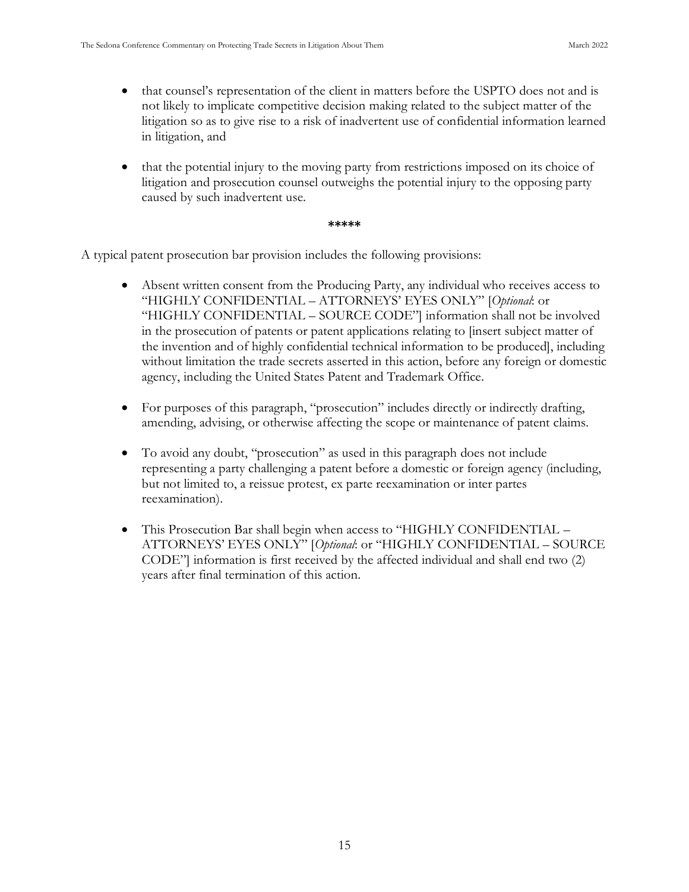- that counsel's representation of the client in matters before the USPTO does not and is not likely to implicate competitive decision making related to the subject matter of the litigation so as to give rise to a risk of inadvertent use of confidential information learned in litigation, and

- that the potential injury to the moving party from restrictions imposed on its choice of litigation and prosecution counsel outweighs the potential injury to the opposing party caused by such inadvertent use.

**\*\*\*\*\***

A typical patent prosecution bar provision includes the following provisions:

- Absent written consent from the Producing Party, any individual who receives access to "HIGHLY CONFIDENTIAL – ATTORNEYS' EYES ONLY" [*Optional*: or "HIGHLY CONFIDENTIAL – SOURCE CODE"] information shall not be involved in the prosecution of patents or patent applications relating to [insert subject matter of the invention and of highly confidential technical information to be produced], including without limitation the trade secrets asserted in this action, before any foreign or domestic agency, including the United States Patent and Trademark Office.

- For purposes of this paragraph, "prosecution" includes directly or indirectly drafting, amending, advising, or otherwise affecting the scope or maintenance of patent claims.

- To avoid any doubt, "prosecution" as used in this paragraph does not include representing a party challenging a patent before a domestic or foreign agency (including, but not limited to, a reissue protest, ex parte reexamination or inter partes reexamination).

- This Prosecution Bar shall begin when access to "HIGHLY CONFIDENTIAL – ATTORNEYS' EYES ONLY" [*Optional*: or "HIGHLY CONFIDENTIAL – SOURCE CODE"] information is first received by the affected individual and shall end two (2) years after final termination of this action.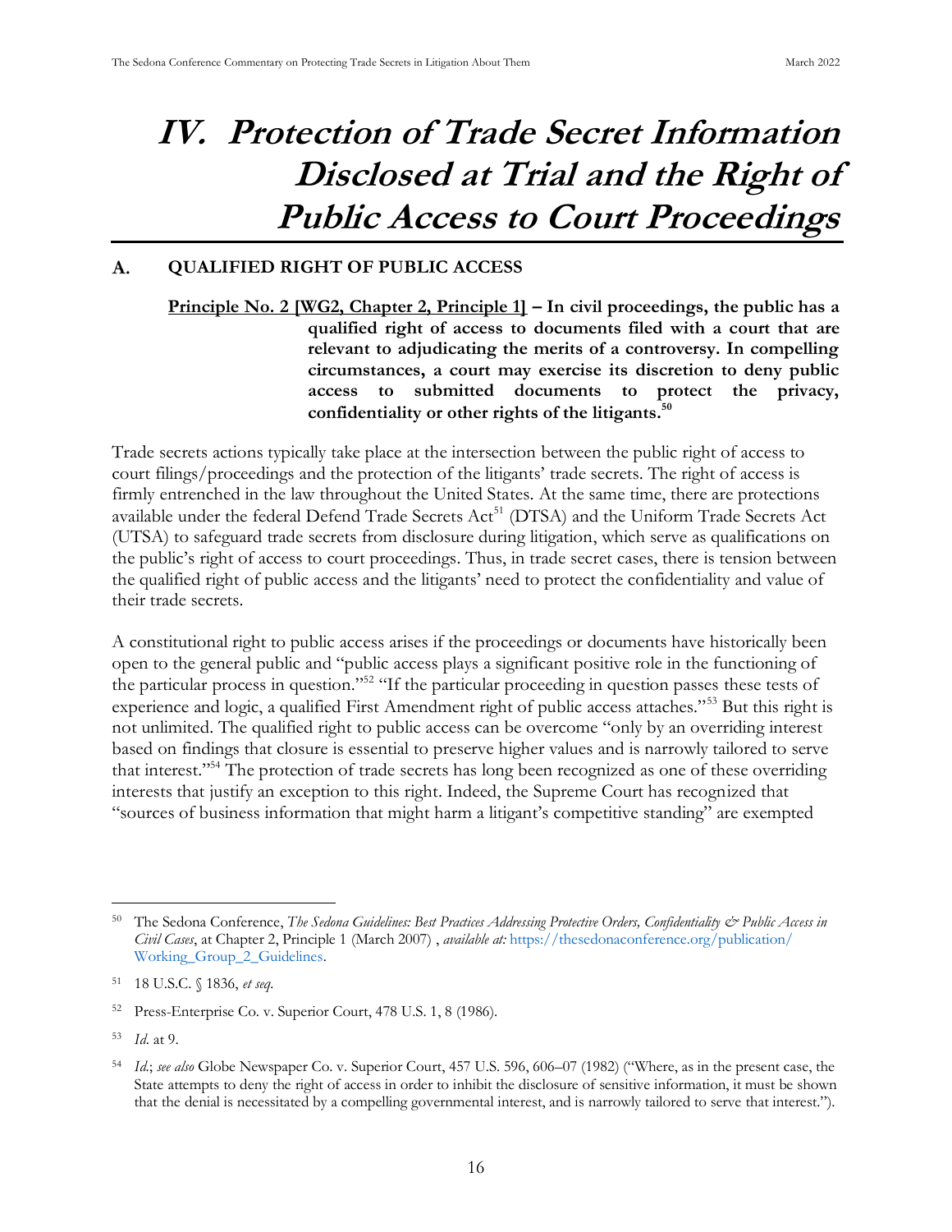# IV. Protection of Trade Secret Information Disclosed at Trial and the Right of Public Access to Court Proceedings

## A. QUALIFIED RIGHT OF PUBLIC ACCESS

**Principle No. 2 [WG2, Chapter 2, Principle 1] – In civil proceedings, the public has a qualified right of access to documents filed with a court that are relevant to adjudicating the merits of a controversy. In compelling circumstances, a court may exercise its discretion to deny public access to submitted documents to protect the privacy, confidentiality or other rights of the litigants.[50]**

Trade secrets actions typically take place at the intersection between the public right of access to court filings/proceedings and the protection of the litigants' trade secrets. The right of access is firmly entrenched in the law throughout the United States. At the same time, there are protections available under the federal Defend Trade Secrets Act[51] (DTSA) and the Uniform Trade Secrets Act (UTSA) to safeguard trade secrets from disclosure during litigation, which serve as qualifications on the public's right of access to court proceedings. Thus, in trade secret cases, there is tension between the qualified right of public access and the litigants' need to protect the confidentiality and value of their trade secrets.

A constitutional right to public access arises if the proceedings or documents have historically been open to the general public and "public access plays a significant positive role in the functioning of the particular process in question."[52] "If the particular proceeding in question passes these tests of experience and logic, a qualified First Amendment right of public access attaches."[53] But this right is not unlimited. The qualified right to public access can be overcome "only by an overriding interest based on findings that closure is essential to preserve higher values and is narrowly tailored to serve that interest."[54] The protection of trade secrets has long been recognized as one of these overriding interests that justify an exception to this right. Indeed, the Supreme Court has recognized that "sources of business information that might harm a litigant's competitive standing" are exempted

---

[50] The Sedona Conference, *The Sedona Guidelines: Best Practices Addressing Protective Orders, Confidentiality & Public Access in Civil Cases*, at Chapter 2, Principle 1 (March 2007) , *available at:* https://thesedonaconference.org/publication/Working_Group_2_Guidelines.

[51] 18 U.S.C. § 1836, *et seq*.

[52] Press-Enterprise Co. v. Superior Court, 478 U.S. 1, 8 (1986).

[53] *Id*. at 9.

[54] *Id*.; *see also* Globe Newspaper Co. v. Superior Court, 457 U.S. 596, 606–07 (1982) ("Where, as in the present case, the State attempts to deny the right of access in order to inhibit the disclosure of sensitive information, it must be shown that the denial is necessitated by a compelling governmental interest, and is narrowly tailored to serve that interest.").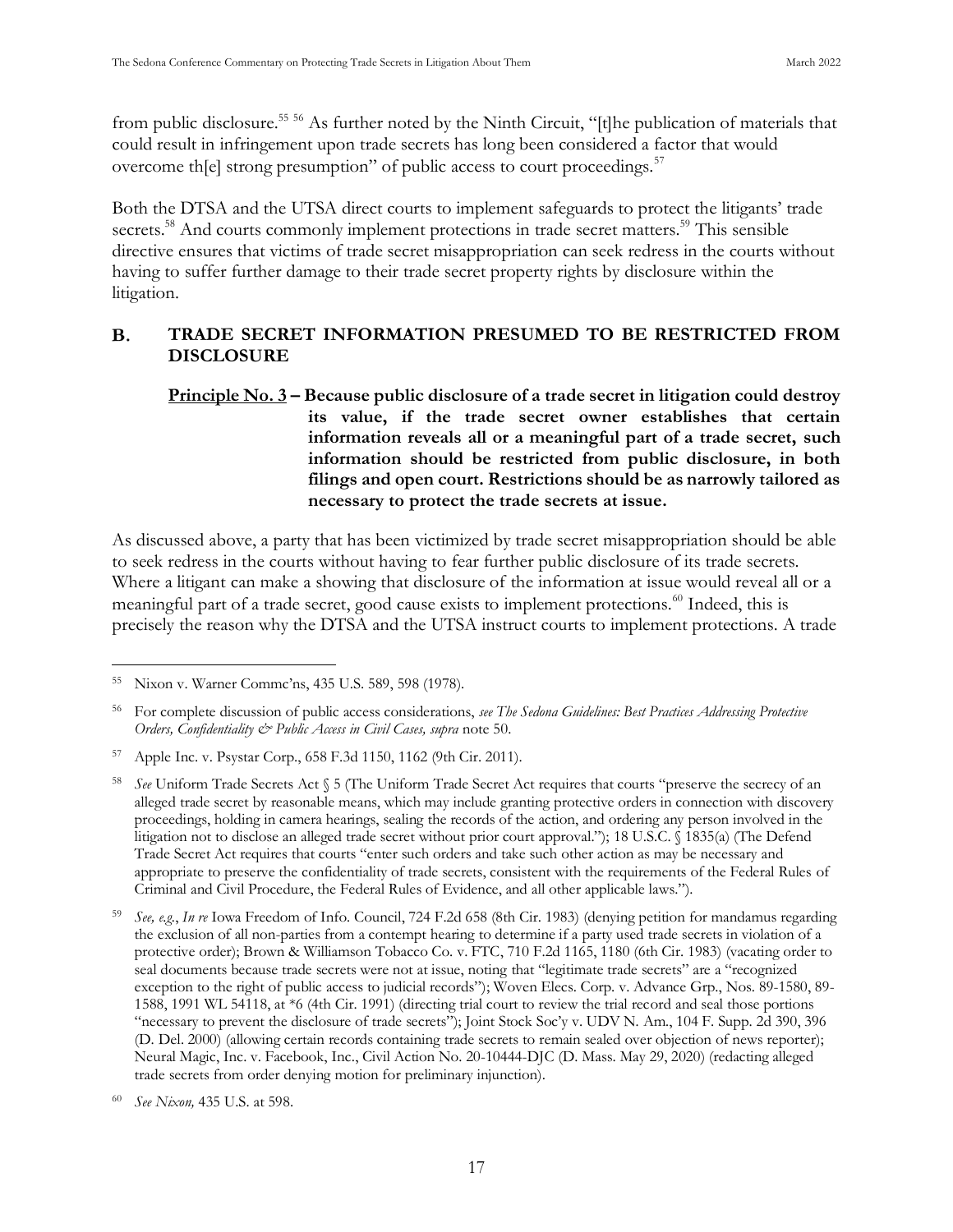from public disclosure.[55] [56] As further noted by the Ninth Circuit, "[t]he publication of materials that could result in infringement upon trade secrets has long been considered a factor that would overcome th[e] strong presumption" of public access to court proceedings.[57]

Both the DTSA and the UTSA direct courts to implement safeguards to protect the litigants' trade secrets.[58] And courts commonly implement protections in trade secret matters.[59] This sensible directive ensures that victims of trade secret misappropriation can seek redress in the courts without having to suffer further damage to their trade secret property rights by disclosure within the litigation.

## B. TRADE SECRET INFORMATION PRESUMED TO BE RESTRICTED FROM DISCLOSURE

**<u>Principle No. 3</u> – Because public disclosure of a trade secret in litigation could destroy its value, if the trade secret owner establishes that certain information reveals all or a meaningful part of a trade secret, such information should be restricted from public disclosure, in both filings and open court. Restrictions should be as narrowly tailored as necessary to protect the trade secrets at issue.**

As discussed above, a party that has been victimized by trade secret misappropriation should be able to seek redress in the courts without having to fear further public disclosure of its trade secrets. Where a litigant can make a showing that disclosure of the information at issue would reveal all or a meaningful part of a trade secret, good cause exists to implement protections.[60] Indeed, this is precisely the reason why the DTSA and the UTSA instruct courts to implement protections. A trade

---

[55] Nixon v. Warner Commc'ns, 435 U.S. 589, 598 (1978).

[56] For complete discussion of public access considerations, *see The Sedona Guidelines: Best Practices Addressing Protective Orders, Confidentiality & Public Access in Civil Cases, supra* note 50.

[57] Apple Inc. v. Psystar Corp., 658 F.3d 1150, 1162 (9th Cir. 2011).

[58] *See* Uniform Trade Secrets Act § 5 (The Uniform Trade Secret Act requires that courts "preserve the secrecy of an alleged trade secret by reasonable means, which may include granting protective orders in connection with discovery proceedings, holding in camera hearings, sealing the records of the action, and ordering any person involved in the litigation not to disclose an alleged trade secret without prior court approval."); 18 U.S.C. § 1835(a) (The Defend Trade Secret Act requires that courts "enter such orders and take such other action as may be necessary and appropriate to preserve the confidentiality of trade secrets, consistent with the requirements of the Federal Rules of Criminal and Civil Procedure, the Federal Rules of Evidence, and all other applicable laws.").

[59] *See, e.g.*, *In re* Iowa Freedom of Info. Council, 724 F.2d 658 (8th Cir. 1983) (denying petition for mandamus regarding the exclusion of all non-parties from a contempt hearing to determine if a party used trade secrets in violation of a protective order); Brown & Williamson Tobacco Co. v. FTC, 710 F.2d 1165, 1180 (6th Cir. 1983) (vacating order to seal documents because trade secrets were not at issue, noting that "legitimate trade secrets" are a "recognized exception to the right of public access to judicial records"); Woven Elecs. Corp. v. Advance Grp., Nos. 89-1580, 89-1588, 1991 WL 54118, at *6 (4th Cir. 1991) (directing trial court to review the trial record and seal those portions "necessary to prevent the disclosure of trade secrets"); Joint Stock Soc'y v. UDV N. Am., 104 F. Supp. 2d 390, 396 (D. Del. 2000) (allowing certain records containing trade secrets to remain sealed over objection of news reporter); Neural Magic, Inc. v. Facebook, Inc., Civil Action No. 20-10444-DJC (D. Mass. May 29, 2020) (redacting alleged trade secrets from order denying motion for preliminary injunction).

[60] *See Nixon,* 435 U.S. at 598.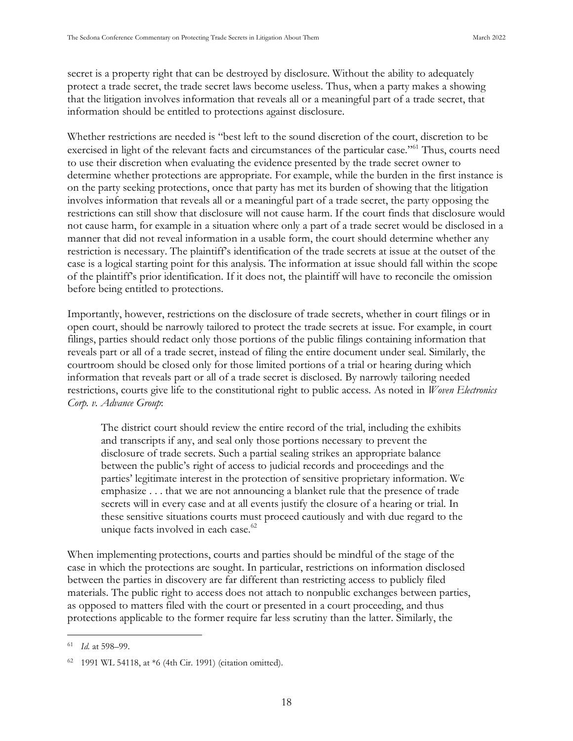secret is a property right that can be destroyed by disclosure. Without the ability to adequately protect a trade secret, the trade secret laws become useless. Thus, when a party makes a showing that the litigation involves information that reveals all or a meaningful part of a trade secret, that information should be entitled to protections against disclosure.

Whether restrictions are needed is "best left to the sound discretion of the court, discretion to be exercised in light of the relevant facts and circumstances of the particular case."[61] Thus, courts need to use their discretion when evaluating the evidence presented by the trade secret owner to determine whether protections are appropriate. For example, while the burden in the first instance is on the party seeking protections, once that party has met its burden of showing that the litigation involves information that reveals all or a meaningful part of a trade secret, the party opposing the restrictions can still show that disclosure will not cause harm. If the court finds that disclosure would not cause harm, for example in a situation where only a part of a trade secret would be disclosed in a manner that did not reveal information in a usable form, the court should determine whether any restriction is necessary. The plaintiff's identification of the trade secrets at issue at the outset of the case is a logical starting point for this analysis. The information at issue should fall within the scope of the plaintiff's prior identification. If it does not, the plaintiff will have to reconcile the omission before being entitled to protections.

Importantly, however, restrictions on the disclosure of trade secrets, whether in court filings or in open court, should be narrowly tailored to protect the trade secrets at issue. For example, in court filings, parties should redact only those portions of the public filings containing information that reveals part or all of a trade secret, instead of filing the entire document under seal. Similarly, the courtroom should be closed only for those limited portions of a trial or hearing during which information that reveals part or all of a trade secret is disclosed. By narrowly tailoring needed restrictions, courts give life to the constitutional right to public access. As noted in *Woven Electronics Corp. v. Advance Group*:

> The district court should review the entire record of the trial, including the exhibits and transcripts if any, and seal only those portions necessary to prevent the disclosure of trade secrets. Such a partial sealing strikes an appropriate balance between the public's right of access to judicial records and proceedings and the parties' legitimate interest in the protection of sensitive proprietary information. We emphasize . . . that we are not announcing a blanket rule that the presence of trade secrets will in every case and at all events justify the closure of a hearing or trial. In these sensitive situations courts must proceed cautiously and with due regard to the unique facts involved in each case.[62]

When implementing protections, courts and parties should be mindful of the stage of the case in which the protections are sought. In particular, restrictions on information disclosed between the parties in discovery are far different than restricting access to publicly filed materials. The public right to access does not attach to nonpublic exchanges between parties, as opposed to matters filed with the court or presented in a court proceeding, and thus protections applicable to the former require far less scrutiny than the latter. Similarly, the

---

[61] *Id.* at 598–99.

[62] 1991 WL 54118, at *6 (4th Cir. 1991) (citation omitted).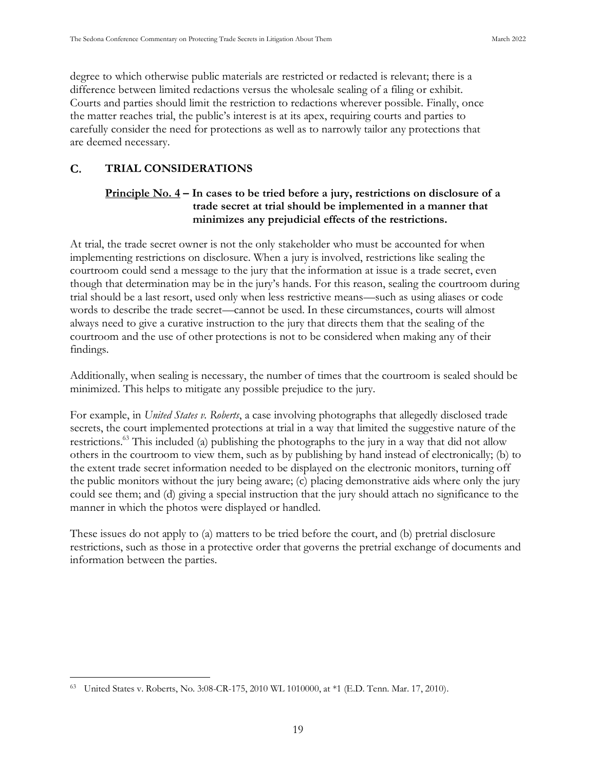degree to which otherwise public materials are restricted or redacted is relevant; there is a difference between limited redactions versus the wholesale sealing of a filing or exhibit. Courts and parties should limit the restriction to redactions wherever possible. Finally, once the matter reaches trial, the public's interest is at its apex, requiring courts and parties to carefully consider the need for protections as well as to narrowly tailor any protections that are deemed necessary.

## C. TRIAL CONSIDERATIONS

**Principle No. 4 – In cases to be tried before a jury, restrictions on disclosure of a trade secret at trial should be implemented in a manner that minimizes any prejudicial effects of the restrictions.**

At trial, the trade secret owner is not the only stakeholder who must be accounted for when implementing restrictions on disclosure. When a jury is involved, restrictions like sealing the courtroom could send a message to the jury that the information at issue is a trade secret, even though that determination may be in the jury's hands. For this reason, sealing the courtroom during trial should be a last resort, used only when less restrictive means—such as using aliases or code words to describe the trade secret—cannot be used. In these circumstances, courts will almost always need to give a curative instruction to the jury that directs them that the sealing of the courtroom and the use of other protections is not to be considered when making any of their findings.

Additionally, when sealing is necessary, the number of times that the courtroom is sealed should be minimized. This helps to mitigate any possible prejudice to the jury.

For example, in *United States v. Roberts*, a case involving photographs that allegedly disclosed trade secrets, the court implemented protections at trial in a way that limited the suggestive nature of the restrictions.[63] This included (a) publishing the photographs to the jury in a way that did not allow others in the courtroom to view them, such as by publishing by hand instead of electronically; (b) to the extent trade secret information needed to be displayed on the electronic monitors, turning off the public monitors without the jury being aware; (c) placing demonstrative aids where only the jury could see them; and (d) giving a special instruction that the jury should attach no significance to the manner in which the photos were displayed or handled.

These issues do not apply to (a) matters to be tried before the court, and (b) pretrial disclosure restrictions, such as those in a protective order that governs the pretrial exchange of documents and information between the parties.

---

[63] United States v. Roberts, No. 3:08-CR-175, 2010 WL 1010000, at *1 (E.D. Tenn. Mar. 17, 2010).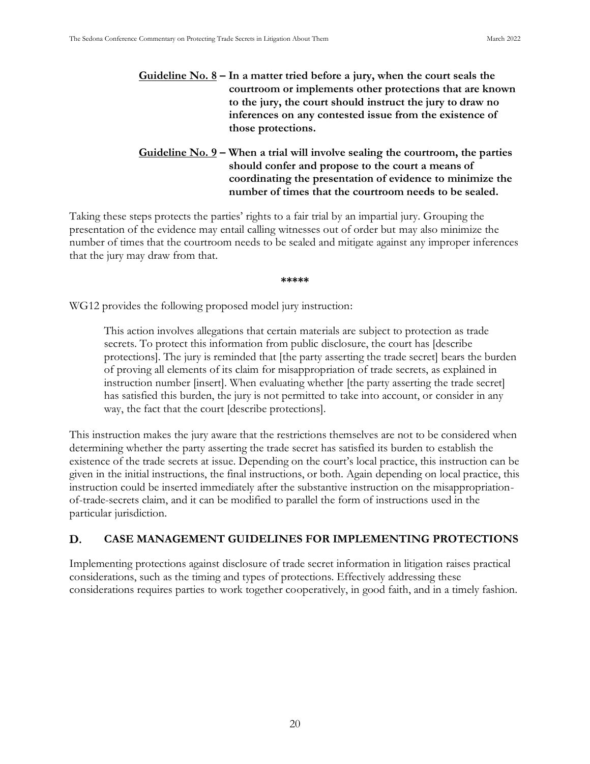**<u>Guideline No. 8</u> – In a matter tried before a jury, when the court seals the courtroom or implements other protections that are known to the jury, the court should instruct the jury to draw no inferences on any contested issue from the existence of those protections.**

**<u>Guideline No. 9</u> – When a trial will involve sealing the courtroom, the parties should confer and propose to the court a means of coordinating the presentation of evidence to minimize the number of times that the courtroom needs to be sealed.**

Taking these steps protects the parties' rights to a fair trial by an impartial jury. Grouping the presentation of the evidence may entail calling witnesses out of order but may also minimize the number of times that the courtroom needs to be sealed and mitigate against any improper inferences that the jury may draw from that.

\*\*\*\*\*

WG12 provides the following proposed model jury instruction:

> This action involves allegations that certain materials are subject to protection as trade secrets. To protect this information from public disclosure, the court has [describe protections]. The jury is reminded that [the party asserting the trade secret] bears the burden of proving all elements of its claim for misappropriation of trade secrets, as explained in instruction number [insert]. When evaluating whether [the party asserting the trade secret] has satisfied this burden, the jury is not permitted to take into account, or consider in any way, the fact that the court [describe protections].

This instruction makes the jury aware that the restrictions themselves are not to be considered when determining whether the party asserting the trade secret has satisfied its burden to establish the existence of the trade secrets at issue. Depending on the court's local practice, this instruction can be given in the initial instructions, the final instructions, or both. Again depending on local practice, this instruction could be inserted immediately after the substantive instruction on the misappropriation-of-trade-secrets claim, and it can be modified to parallel the form of instructions used in the particular jurisdiction.

## D. CASE MANAGEMENT GUIDELINES FOR IMPLEMENTING PROTECTIONS

Implementing protections against disclosure of trade secret information in litigation raises practical considerations, such as the timing and types of protections. Effectively addressing these considerations requires parties to work together cooperatively, in good faith, and in a timely fashion.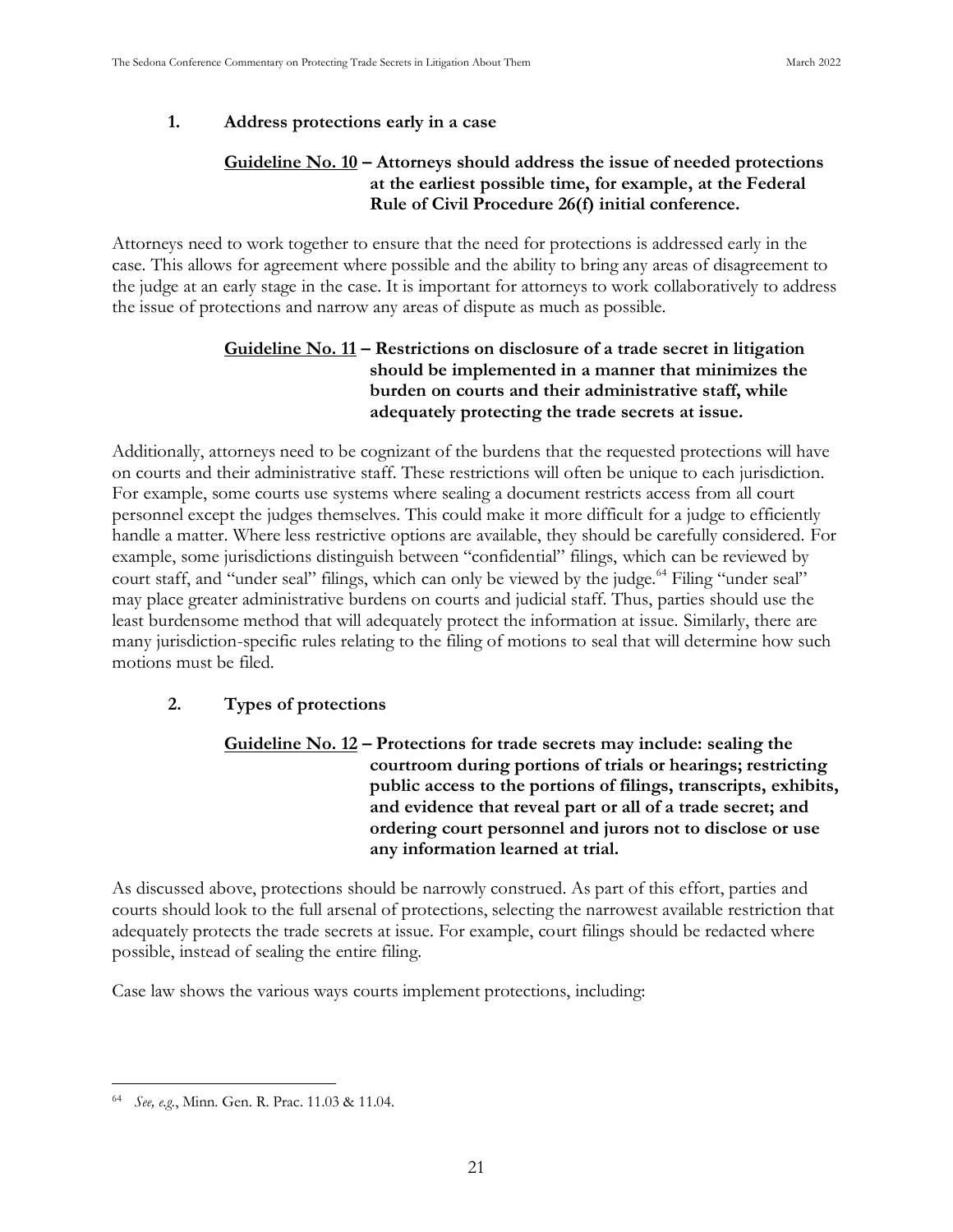### 1. Address protections early in a case

**<u>Guideline No. 10</u> – Attorneys should address the issue of needed protections at the earliest possible time, for example, at the Federal Rule of Civil Procedure 26(f) initial conference.**

Attorneys need to work together to ensure that the need for protections is addressed early in the case. This allows for agreement where possible and the ability to bring any areas of disagreement to the judge at an early stage in the case. It is important for attorneys to work collaboratively to address the issue of protections and narrow any areas of dispute as much as possible.

**<u>Guideline No. 11</u> – Restrictions on disclosure of a trade secret in litigation should be implemented in a manner that minimizes the burden on courts and their administrative staff, while adequately protecting the trade secrets at issue.**

Additionally, attorneys need to be cognizant of the burdens that the requested protections will have on courts and their administrative staff. These restrictions will often be unique to each jurisdiction. For example, some courts use systems where sealing a document restricts access from all court personnel except the judges themselves. This could make it more difficult for a judge to efficiently handle a matter. Where less restrictive options are available, they should be carefully considered. For example, some jurisdictions distinguish between "confidential" filings, which can be reviewed by court staff, and "under seal" filings, which can only be viewed by the judge.[64] Filing "under seal" may place greater administrative burdens on courts and judicial staff. Thus, parties should use the least burdensome method that will adequately protect the information at issue. Similarly, there are many jurisdiction-specific rules relating to the filing of motions to seal that will determine how such motions must be filed.

### 2. Types of protections

**<u>Guideline No. 12</u> – Protections for trade secrets may include: sealing the courtroom during portions of trials or hearings; restricting public access to the portions of filings, transcripts, exhibits, and evidence that reveal part or all of a trade secret; and ordering court personnel and jurors not to disclose or use any information learned at trial.**

As discussed above, protections should be narrowly construed. As part of this effort, parties and courts should look to the full arsenal of protections, selecting the narrowest available restriction that adequately protects the trade secrets at issue. For example, court filings should be redacted where possible, instead of sealing the entire filing.

Case law shows the various ways courts implement protections, including:

---

[64] *See, e.g.*, Minn. Gen. R. Prac. 11.03 & 11.04.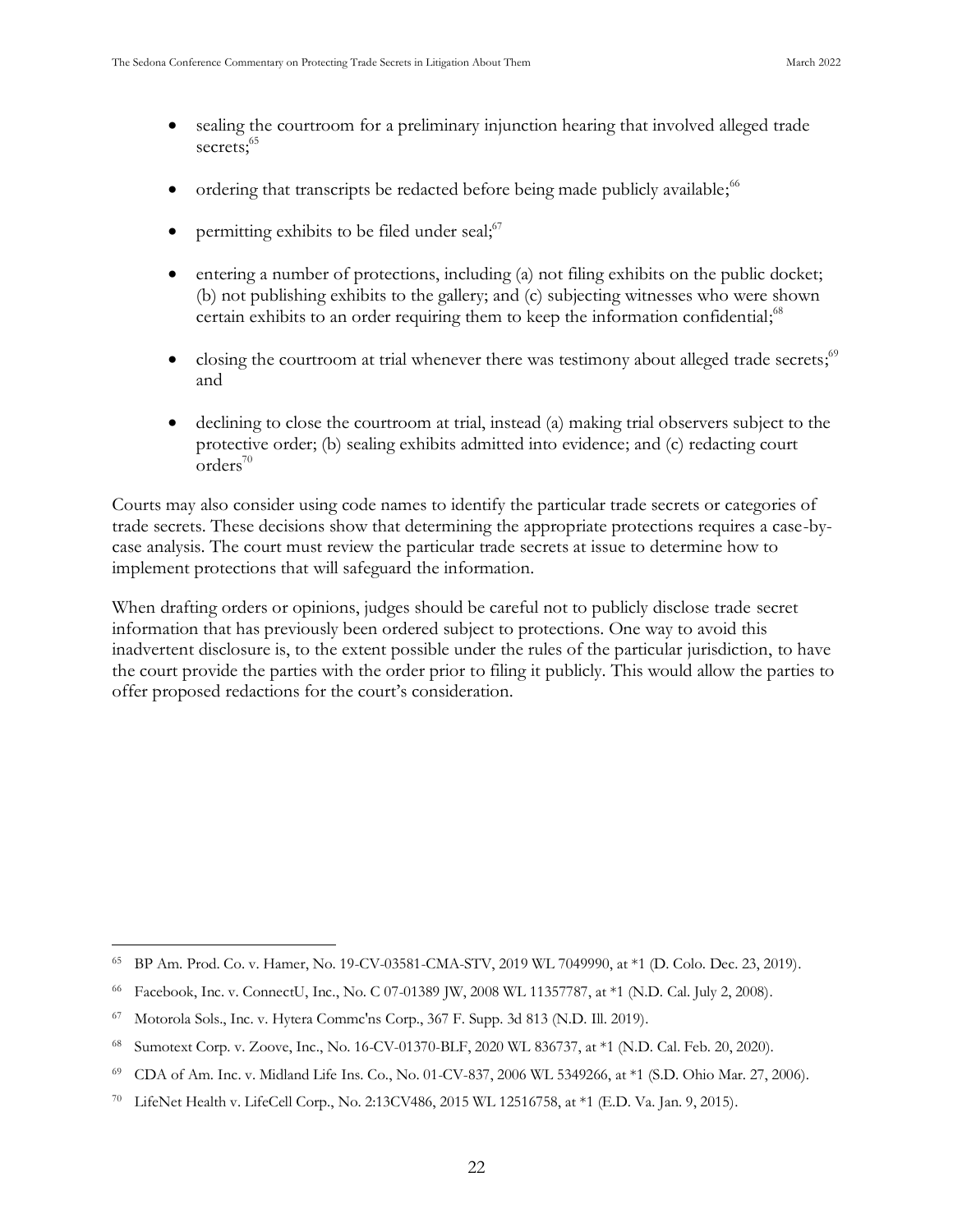- sealing the courtroom for a preliminary injunction hearing that involved alleged trade secrets;[65]

- ordering that transcripts be redacted before being made publicly available;[66]

- permitting exhibits to be filed under seal;[67]

- entering a number of protections, including (a) not filing exhibits on the public docket; (b) not publishing exhibits to the gallery; and (c) subjecting witnesses who were shown certain exhibits to an order requiring them to keep the information confidential;[68]

- closing the courtroom at trial whenever there was testimony about alleged trade secrets;[69] and

- declining to close the courtroom at trial, instead (a) making trial observers subject to the protective order; (b) sealing exhibits admitted into evidence; and (c) redacting court orders[70]

Courts may also consider using code names to identify the particular trade secrets or categories of trade secrets. These decisions show that determining the appropriate protections requires a case-by-case analysis. The court must review the particular trade secrets at issue to determine how to implement protections that will safeguard the information.

When drafting orders or opinions, judges should be careful not to publicly disclose trade secret information that has previously been ordered subject to protections. One way to avoid this inadvertent disclosure is, to the extent possible under the rules of the particular jurisdiction, to have the court provide the parties with the order prior to filing it publicly. This would allow the parties to offer proposed redactions for the court's consideration.

---

[65] BP Am. Prod. Co. v. Hamer, No. 19-CV-03581-CMA-STV, 2019 WL 7049990, at *1 (D. Colo. Dec. 23, 2019).

[66] Facebook, Inc. v. ConnectU, Inc., No. C 07-01389 JW, 2008 WL 11357787, at *1 (N.D. Cal. July 2, 2008).

[67] Motorola Sols., Inc. v. Hytera Commc'ns Corp., 367 F. Supp. 3d 813 (N.D. Ill. 2019).

[68] Sumotext Corp. v. Zoove, Inc., No. 16-CV-01370-BLF, 2020 WL 836737, at *1 (N.D. Cal. Feb. 20, 2020).

[69] CDA of Am. Inc. v. Midland Life Ins. Co., No. 01-CV-837, 2006 WL 5349266, at *1 (S.D. Ohio Mar. 27, 2006).

[70] LifeNet Health v. LifeCell Corp., No. 2:13CV486, 2015 WL 12516758, at *1 (E.D. Va. Jan. 9, 2015).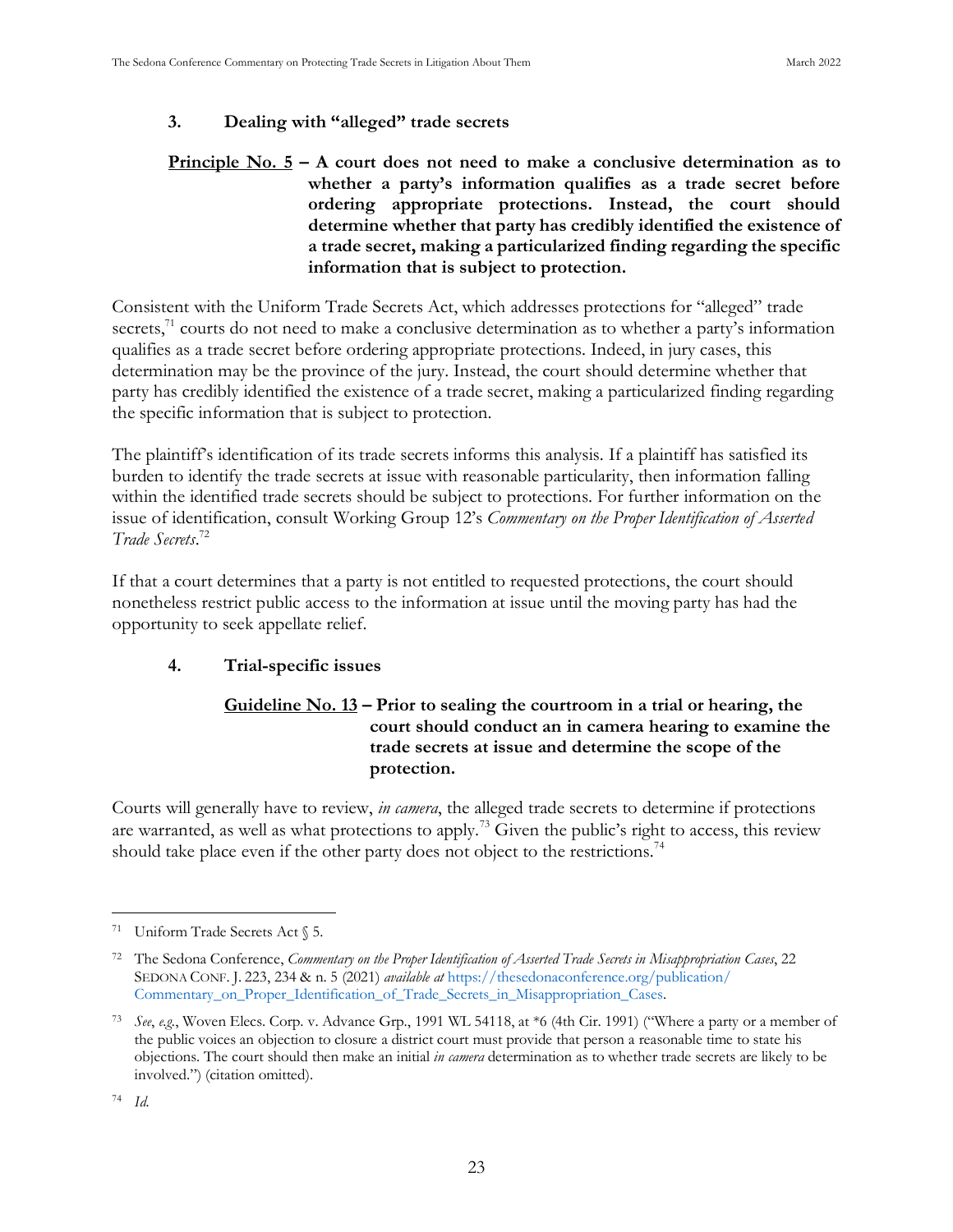### 3. Dealing with "alleged" trade secrets

**<u>Principle No. 5</u> – A court does not need to make a conclusive determination as to whether a party's information qualifies as a trade secret before ordering appropriate protections. Instead, the court should determine whether that party has credibly identified the existence of a trade secret, making a particularized finding regarding the specific information that is subject to protection.**

Consistent with the Uniform Trade Secrets Act, which addresses protections for "alleged" trade secrets,[71] courts do not need to make a conclusive determination as to whether a party's information qualifies as a trade secret before ordering appropriate protections. Indeed, in jury cases, this determination may be the province of the jury. Instead, the court should determine whether that party has credibly identified the existence of a trade secret, making a particularized finding regarding the specific information that is subject to protection.

The plaintiff's identification of its trade secrets informs this analysis. If a plaintiff has satisfied its burden to identify the trade secrets at issue with reasonable particularity, then information falling within the identified trade secrets should be subject to protections. For further information on the issue of identification, consult Working Group 12's *Commentary on the Proper Identification of Asserted Trade Secrets*.[72]

If that a court determines that a party is not entitled to requested protections, the court should nonetheless restrict public access to the information at issue until the moving party has had the opportunity to seek appellate relief.

### 4. Trial-specific issues

**<u>Guideline No. 13</u> – Prior to sealing the courtroom in a trial or hearing, the court should conduct an in camera hearing to examine the trade secrets at issue and determine the scope of the protection.**

Courts will generally have to review, *in camera*, the alleged trade secrets to determine if protections are warranted, as well as what protections to apply.[73] Given the public's right to access, this review should take place even if the other party does not object to the restrictions.[74]

---

[71] Uniform Trade Secrets Act § 5.

[72] The Sedona Conference, *Commentary on the Proper Identification of Asserted Trade Secrets in Misappropriation Cases*, 22 SEDONA CONF. J. 223, 234 & n. 5 (2021) *available at* https://thesedonaconference.org/publication/Commentary_on_Proper_Identification_of_Trade_Secrets_in_Misappropriation_Cases.

[73] *See*, *e.g.*, Woven Elecs. Corp. v. Advance Grp., 1991 WL 54118, at *6 (4th Cir. 1991) ("Where a party or a member of the public voices an objection to closure a district court must provide that person a reasonable time to state his objections. The court should then make an initial *in camera* determination as to whether trade secrets are likely to be involved.") (citation omitted).

[74] *Id.*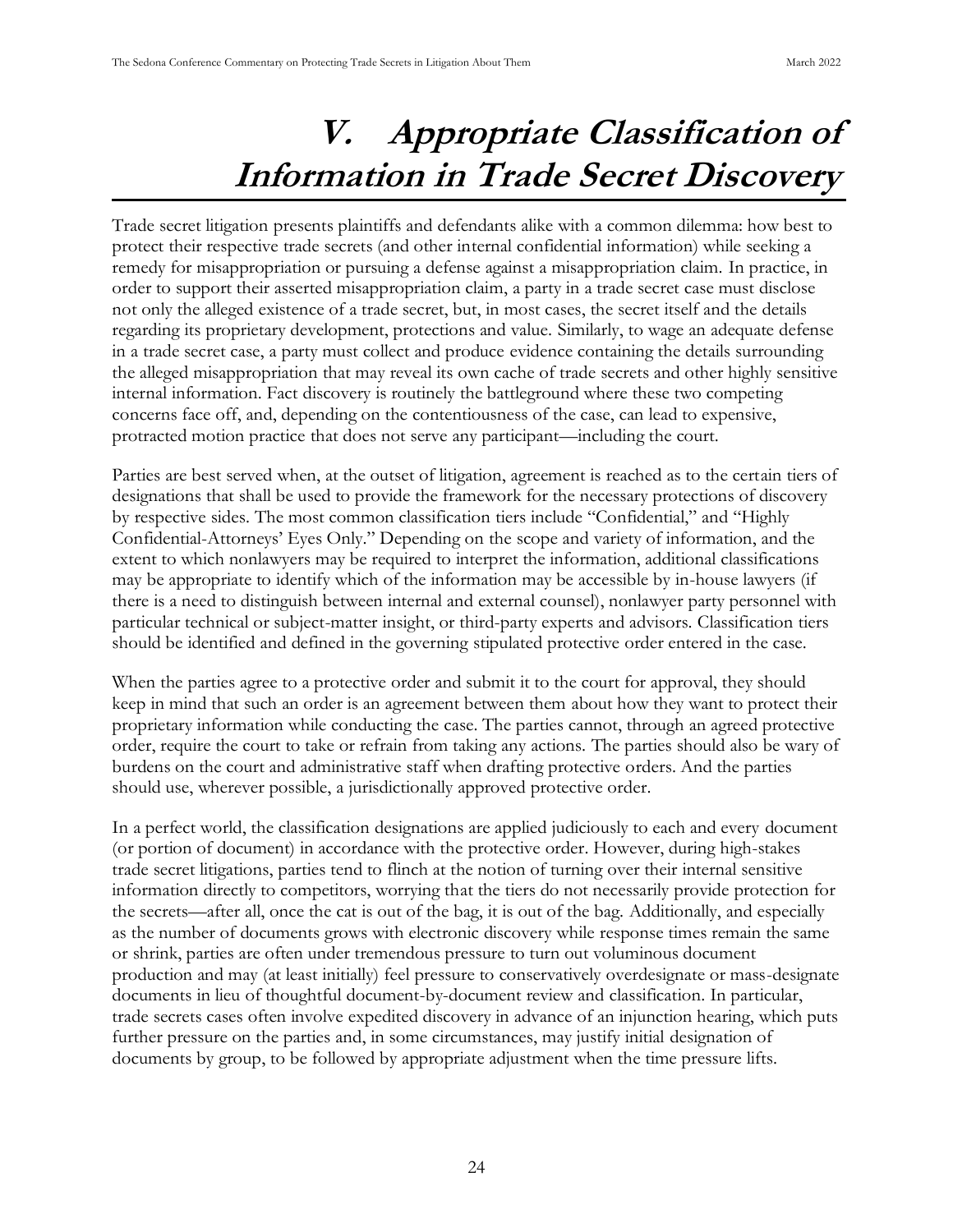# V. Appropriate Classification of Information in Trade Secret Discovery

Trade secret litigation presents plaintiffs and defendants alike with a common dilemma: how best to protect their respective trade secrets (and other internal confidential information) while seeking a remedy for misappropriation or pursuing a defense against a misappropriation claim. In practice, in order to support their asserted misappropriation claim, a party in a trade secret case must disclose not only the alleged existence of a trade secret, but, in most cases, the secret itself and the details regarding its proprietary development, protections and value. Similarly, to wage an adequate defense in a trade secret case, a party must collect and produce evidence containing the details surrounding the alleged misappropriation that may reveal its own cache of trade secrets and other highly sensitive internal information. Fact discovery is routinely the battleground where these two competing concerns face off, and, depending on the contentiousness of the case, can lead to expensive, protracted motion practice that does not serve any participant—including the court.

Parties are best served when, at the outset of litigation, agreement is reached as to the certain tiers of designations that shall be used to provide the framework for the necessary protections of discovery by respective sides. The most common classification tiers include "Confidential," and "Highly Confidential-Attorneys' Eyes Only." Depending on the scope and variety of information, and the extent to which nonlawyers may be required to interpret the information, additional classifications may be appropriate to identify which of the information may be accessible by in-house lawyers (if there is a need to distinguish between internal and external counsel), nonlawyer party personnel with particular technical or subject-matter insight, or third-party experts and advisors. Classification tiers should be identified and defined in the governing stipulated protective order entered in the case.

When the parties agree to a protective order and submit it to the court for approval, they should keep in mind that such an order is an agreement between them about how they want to protect their proprietary information while conducting the case. The parties cannot, through an agreed protective order, require the court to take or refrain from taking any actions. The parties should also be wary of burdens on the court and administrative staff when drafting protective orders. And the parties should use, wherever possible, a jurisdictionally approved protective order.

In a perfect world, the classification designations are applied judiciously to each and every document (or portion of document) in accordance with the protective order. However, during high-stakes trade secret litigations, parties tend to flinch at the notion of turning over their internal sensitive information directly to competitors, worrying that the tiers do not necessarily provide protection for the secrets—after all, once the cat is out of the bag, it is out of the bag. Additionally, and especially as the number of documents grows with electronic discovery while response times remain the same or shrink, parties are often under tremendous pressure to turn out voluminous document production and may (at least initially) feel pressure to conservatively overdesignate or mass-designate documents in lieu of thoughtful document-by-document review and classification. In particular, trade secrets cases often involve expedited discovery in advance of an injunction hearing, which puts further pressure on the parties and, in some circumstances, may justify initial designation of documents by group, to be followed by appropriate adjustment when the time pressure lifts.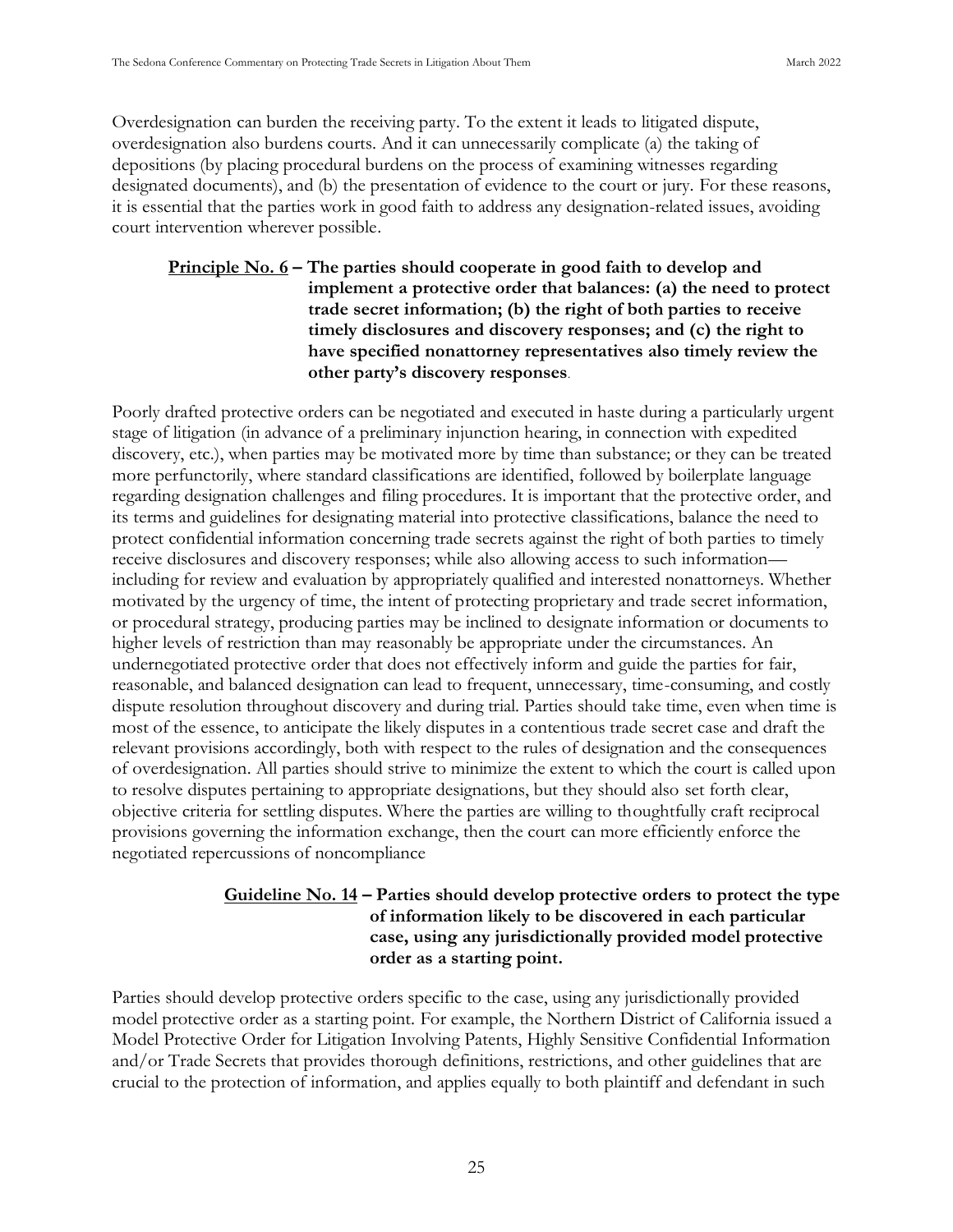Overdesignation can burden the receiving party. To the extent it leads to litigated dispute, overdesignation also burdens courts. And it can unnecessarily complicate (a) the taking of depositions (by placing procedural burdens on the process of examining witnesses regarding designated documents), and (b) the presentation of evidence to the court or jury. For these reasons, it is essential that the parties work in good faith to address any designation-related issues, avoiding court intervention wherever possible.

**<u>Principle No. 6</u> – The parties should cooperate in good faith to develop and implement a protective order that balances: (a) the need to protect trade secret information; (b) the right of both parties to receive timely disclosures and discovery responses; and (c) the right to have specified nonattorney representatives also timely review the other party's discovery responses**.

Poorly drafted protective orders can be negotiated and executed in haste during a particularly urgent stage of litigation (in advance of a preliminary injunction hearing, in connection with expedited discovery, etc.), when parties may be motivated more by time than substance; or they can be treated more perfunctorily, where standard classifications are identified, followed by boilerplate language regarding designation challenges and filing procedures. It is important that the protective order, and its terms and guidelines for designating material into protective classifications, balance the need to protect confidential information concerning trade secrets against the right of both parties to timely receive disclosures and discovery responses; while also allowing access to such information—including for review and evaluation by appropriately qualified and interested nonattorneys. Whether motivated by the urgency of time, the intent of protecting proprietary and trade secret information, or procedural strategy, producing parties may be inclined to designate information or documents to higher levels of restriction than may reasonably be appropriate under the circumstances. An undernegotiated protective order that does not effectively inform and guide the parties for fair, reasonable, and balanced designation can lead to frequent, unnecessary, time-consuming, and costly dispute resolution throughout discovery and during trial. Parties should take time, even when time is most of the essence, to anticipate the likely disputes in a contentious trade secret case and draft the relevant provisions accordingly, both with respect to the rules of designation and the consequences of overdesignation. All parties should strive to minimize the extent to which the court is called upon to resolve disputes pertaining to appropriate designations, but they should also set forth clear, objective criteria for settling disputes. Where the parties are willing to thoughtfully craft reciprocal provisions governing the information exchange, then the court can more efficiently enforce the negotiated repercussions of noncompliance

**<u>Guideline No. 14</u> – Parties should develop protective orders to protect the type of information likely to be discovered in each particular case, using any jurisdictionally provided model protective order as a starting point.**

Parties should develop protective orders specific to the case, using any jurisdictionally provided model protective order as a starting point. For example, the Northern District of California issued a Model Protective Order for Litigation Involving Patents, Highly Sensitive Confidential Information and/or Trade Secrets that provides thorough definitions, restrictions, and other guidelines that are crucial to the protection of information, and applies equally to both plaintiff and defendant in such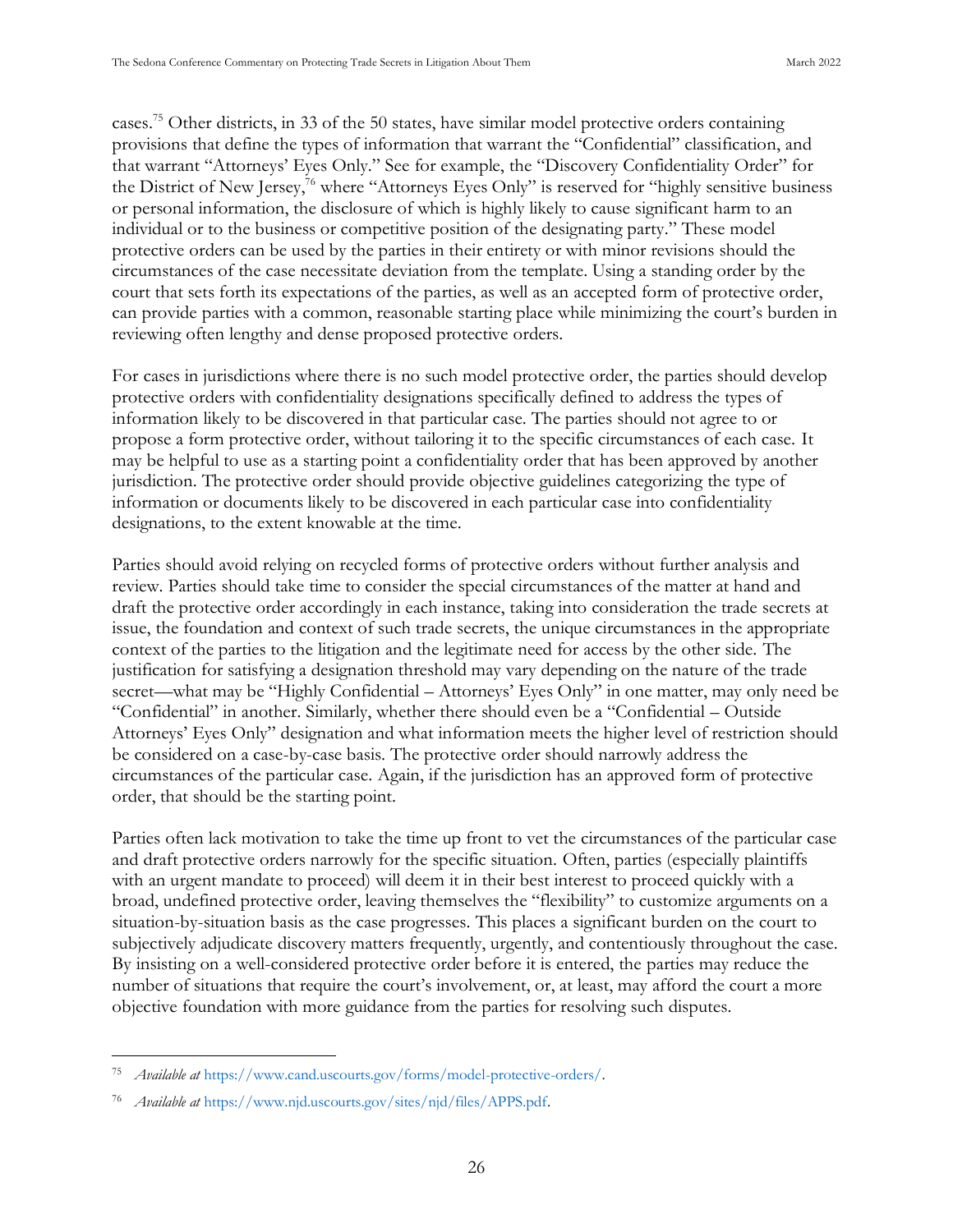cases.[75] Other districts, in 33 of the 50 states, have similar model protective orders containing provisions that define the types of information that warrant the "Confidential" classification, and that warrant "Attorneys' Eyes Only." See for example, the "Discovery Confidentiality Order" for the District of New Jersey,[76] where "Attorneys Eyes Only" is reserved for "highly sensitive business or personal information, the disclosure of which is highly likely to cause significant harm to an individual or to the business or competitive position of the designating party." These model protective orders can be used by the parties in their entirety or with minor revisions should the circumstances of the case necessitate deviation from the template. Using a standing order by the court that sets forth its expectations of the parties, as well as an accepted form of protective order, can provide parties with a common, reasonable starting place while minimizing the court's burden in reviewing often lengthy and dense proposed protective orders.

For cases in jurisdictions where there is no such model protective order, the parties should develop protective orders with confidentiality designations specifically defined to address the types of information likely to be discovered in that particular case. The parties should not agree to or propose a form protective order, without tailoring it to the specific circumstances of each case. It may be helpful to use as a starting point a confidentiality order that has been approved by another jurisdiction. The protective order should provide objective guidelines categorizing the type of information or documents likely to be discovered in each particular case into confidentiality designations, to the extent knowable at the time.

Parties should avoid relying on recycled forms of protective orders without further analysis and review. Parties should take time to consider the special circumstances of the matter at hand and draft the protective order accordingly in each instance, taking into consideration the trade secrets at issue, the foundation and context of such trade secrets, the unique circumstances in the appropriate context of the parties to the litigation and the legitimate need for access by the other side. The justification for satisfying a designation threshold may vary depending on the nature of the trade secret—what may be "Highly Confidential – Attorneys' Eyes Only" in one matter, may only need be "Confidential" in another. Similarly, whether there should even be a "Confidential – Outside Attorneys' Eyes Only" designation and what information meets the higher level of restriction should be considered on a case-by-case basis. The protective order should narrowly address the circumstances of the particular case. Again, if the jurisdiction has an approved form of protective order, that should be the starting point.

Parties often lack motivation to take the time up front to vet the circumstances of the particular case and draft protective orders narrowly for the specific situation. Often, parties (especially plaintiffs with an urgent mandate to proceed) will deem it in their best interest to proceed quickly with a broad, undefined protective order, leaving themselves the "flexibility" to customize arguments on a situation-by-situation basis as the case progresses. This places a significant burden on the court to subjectively adjudicate discovery matters frequently, urgently, and contentiously throughout the case. By insisting on a well-considered protective order before it is entered, the parties may reduce the number of situations that require the court's involvement, or, at least, may afford the court a more objective foundation with more guidance from the parties for resolving such disputes.

---

[75] *Available at* https://www.cand.uscourts.gov/forms/model-protective-orders/.

[76] *Available at* https://www.njd.uscourts.gov/sites/njd/files/APPS.pdf.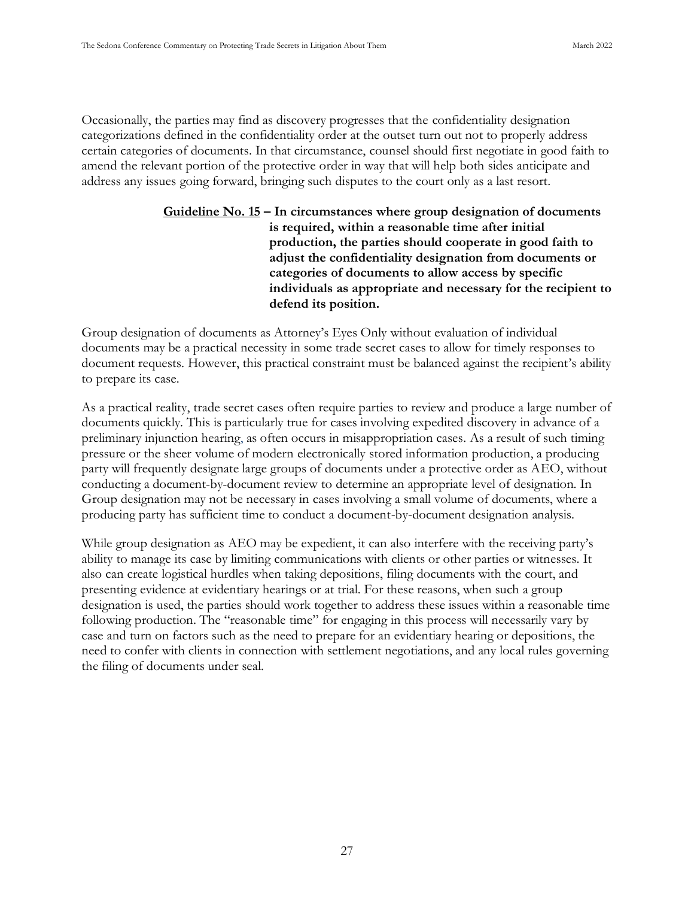Occasionally, the parties may find as discovery progresses that the confidentiality designation categorizations defined in the confidentiality order at the outset turn out not to properly address certain categories of documents. In that circumstance, counsel should first negotiate in good faith to amend the relevant portion of the protective order in way that will help both sides anticipate and address any issues going forward, bringing such disputes to the court only as a last resort.

> **<u>Guideline No. 15</u> – In circumstances where group designation of documents is required, within a reasonable time after initial production, the parties should cooperate in good faith to adjust the confidentiality designation from documents or categories of documents to allow access by specific individuals as appropriate and necessary for the recipient to defend its position.**

Group designation of documents as Attorney's Eyes Only without evaluation of individual documents may be a practical necessity in some trade secret cases to allow for timely responses to document requests. However, this practical constraint must be balanced against the recipient's ability to prepare its case.

As a practical reality, trade secret cases often require parties to review and produce a large number of documents quickly. This is particularly true for cases involving expedited discovery in advance of a preliminary injunction hearing, as often occurs in misappropriation cases. As a result of such timing pressure or the sheer volume of modern electronically stored information production, a producing party will frequently designate large groups of documents under a protective order as AEO, without conducting a document-by-document review to determine an appropriate level of designation. In Group designation may not be necessary in cases involving a small volume of documents, where a producing party has sufficient time to conduct a document-by-document designation analysis.

While group designation as AEO may be expedient, it can also interfere with the receiving party's ability to manage its case by limiting communications with clients or other parties or witnesses. It also can create logistical hurdles when taking depositions, filing documents with the court, and presenting evidence at evidentiary hearings or at trial. For these reasons, when such a group designation is used, the parties should work together to address these issues within a reasonable time following production. The "reasonable time" for engaging in this process will necessarily vary by case and turn on factors such as the need to prepare for an evidentiary hearing or depositions, the need to confer with clients in connection with settlement negotiations, and any local rules governing the filing of documents under seal.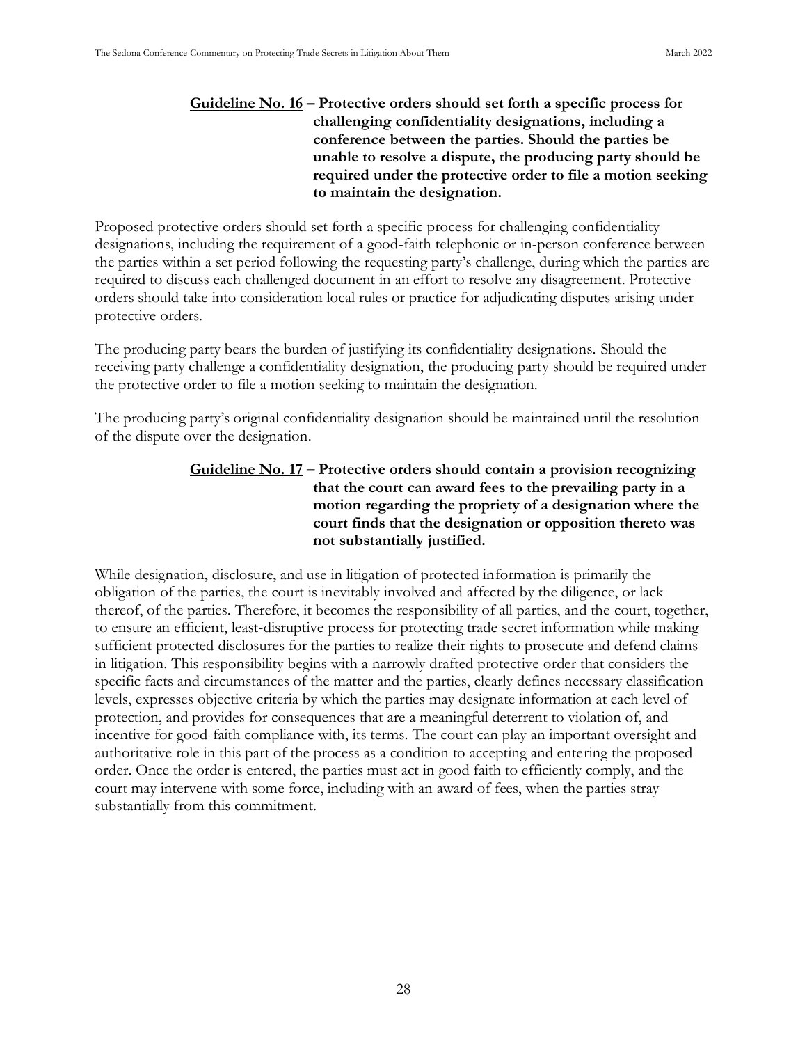**<u>Guideline No. 16</u> – Protective orders should set forth a specific process for challenging confidentiality designations, including a conference between the parties. Should the parties be unable to resolve a dispute, the producing party should be required under the protective order to file a motion seeking to maintain the designation.**

Proposed protective orders should set forth a specific process for challenging confidentiality designations, including the requirement of a good-faith telephonic or in-person conference between the parties within a set period following the requesting party's challenge, during which the parties are required to discuss each challenged document in an effort to resolve any disagreement. Protective orders should take into consideration local rules or practice for adjudicating disputes arising under protective orders.

The producing party bears the burden of justifying its confidentiality designations. Should the receiving party challenge a confidentiality designation, the producing party should be required under the protective order to file a motion seeking to maintain the designation.

The producing party's original confidentiality designation should be maintained until the resolution of the dispute over the designation.

**<u>Guideline No. 17</u> – Protective orders should contain a provision recognizing that the court can award fees to the prevailing party in a motion regarding the propriety of a designation where the court finds that the designation or opposition thereto was not substantially justified.**

While designation, disclosure, and use in litigation of protected information is primarily the obligation of the parties, the court is inevitably involved and affected by the diligence, or lack thereof, of the parties. Therefore, it becomes the responsibility of all parties, and the court, together, to ensure an efficient, least-disruptive process for protecting trade secret information while making sufficient protected disclosures for the parties to realize their rights to prosecute and defend claims in litigation. This responsibility begins with a narrowly drafted protective order that considers the specific facts and circumstances of the matter and the parties, clearly defines necessary classification levels, expresses objective criteria by which the parties may designate information at each level of protection, and provides for consequences that are a meaningful deterrent to violation of, and incentive for good-faith compliance with, its terms. The court can play an important oversight and authoritative role in this part of the process as a condition to accepting and entering the proposed order. Once the order is entered, the parties must act in good faith to efficiently comply, and the court may intervene with some force, including with an award of fees, when the parties stray substantially from this commitment.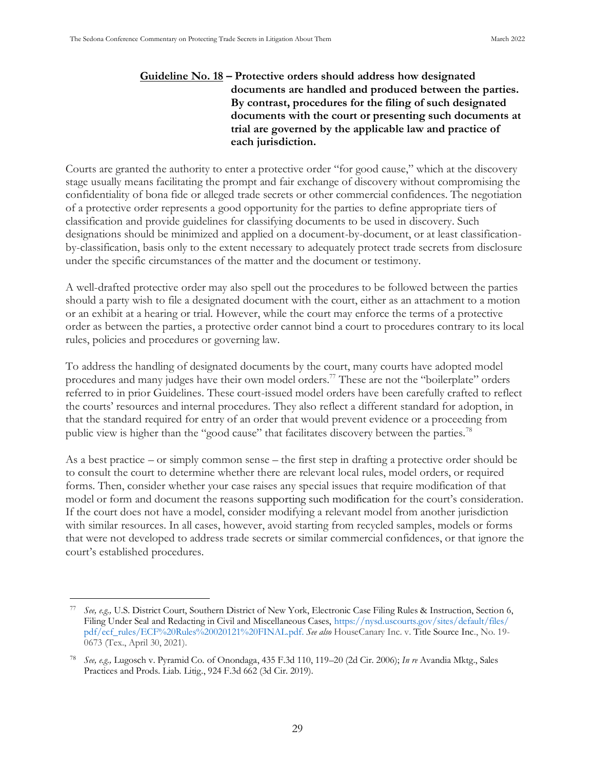**Guideline No. 18 – Protective orders should address how designated documents are handled and produced between the parties. By contrast, procedures for the filing of such designated documents with the court or presenting such documents at trial are governed by the applicable law and practice of each jurisdiction.**

Courts are granted the authority to enter a protective order "for good cause," which at the discovery stage usually means facilitating the prompt and fair exchange of discovery without compromising the confidentiality of bona fide or alleged trade secrets or other commercial confidences. The negotiation of a protective order represents a good opportunity for the parties to define appropriate tiers of classification and provide guidelines for classifying documents to be used in discovery. Such designations should be minimized and applied on a document-by-document, or at least classification-by-classification, basis only to the extent necessary to adequately protect trade secrets from disclosure under the specific circumstances of the matter and the document or testimony.

A well-drafted protective order may also spell out the procedures to be followed between the parties should a party wish to file a designated document with the court, either as an attachment to a motion or an exhibit at a hearing or trial. However, while the court may enforce the terms of a protective order as between the parties, a protective order cannot bind a court to procedures contrary to its local rules, policies and procedures or governing law.

To address the handling of designated documents by the court, many courts have adopted model procedures and many judges have their own model orders.[77] These are not the "boilerplate" orders referred to in prior Guidelines. These court-issued model orders have been carefully crafted to reflect the courts' resources and internal procedures. They also reflect a different standard for adoption, in that the standard required for entry of an order that would prevent evidence or a proceeding from public view is higher than the "good cause" that facilitates discovery between the parties.[78]

As a best practice – or simply common sense – the first step in drafting a protective order should be to consult the court to determine whether there are relevant local rules, model orders, or required forms. Then, consider whether your case raises any special issues that require modification of that model or form and document the reasons supporting such modification for the court's consideration. If the court does not have a model, consider modifying a relevant model from another jurisdiction with similar resources. In all cases, however, avoid starting from recycled samples, models or forms that were not developed to address trade secrets or similar commercial confidences, or that ignore the court's established procedures.

---

[77] *See, e.g.,* U.S. District Court, Southern District of New York, Electronic Case Filing Rules & Instruction, Section 6, Filing Under Seal and Redacting in Civil and Miscellaneous Cases, https://nysd.uscourts.gov/sites/default/files/pdf/ecf_rules/ECF%20Rules%20020121%20FINAL.pdf. *See also* HouseCanary Inc. v. Title Source Inc., No. 19-0673 (Tex., April 30, 2021).

[78] *See, e.g.,* Lugosch v. Pyramid Co. of Onondaga, 435 F.3d 110, 119–20 (2d Cir. 2006); *In re* Avandia Mktg., Sales Practices and Prods. Liab. Litig., 924 F.3d 662 (3d Cir. 2019).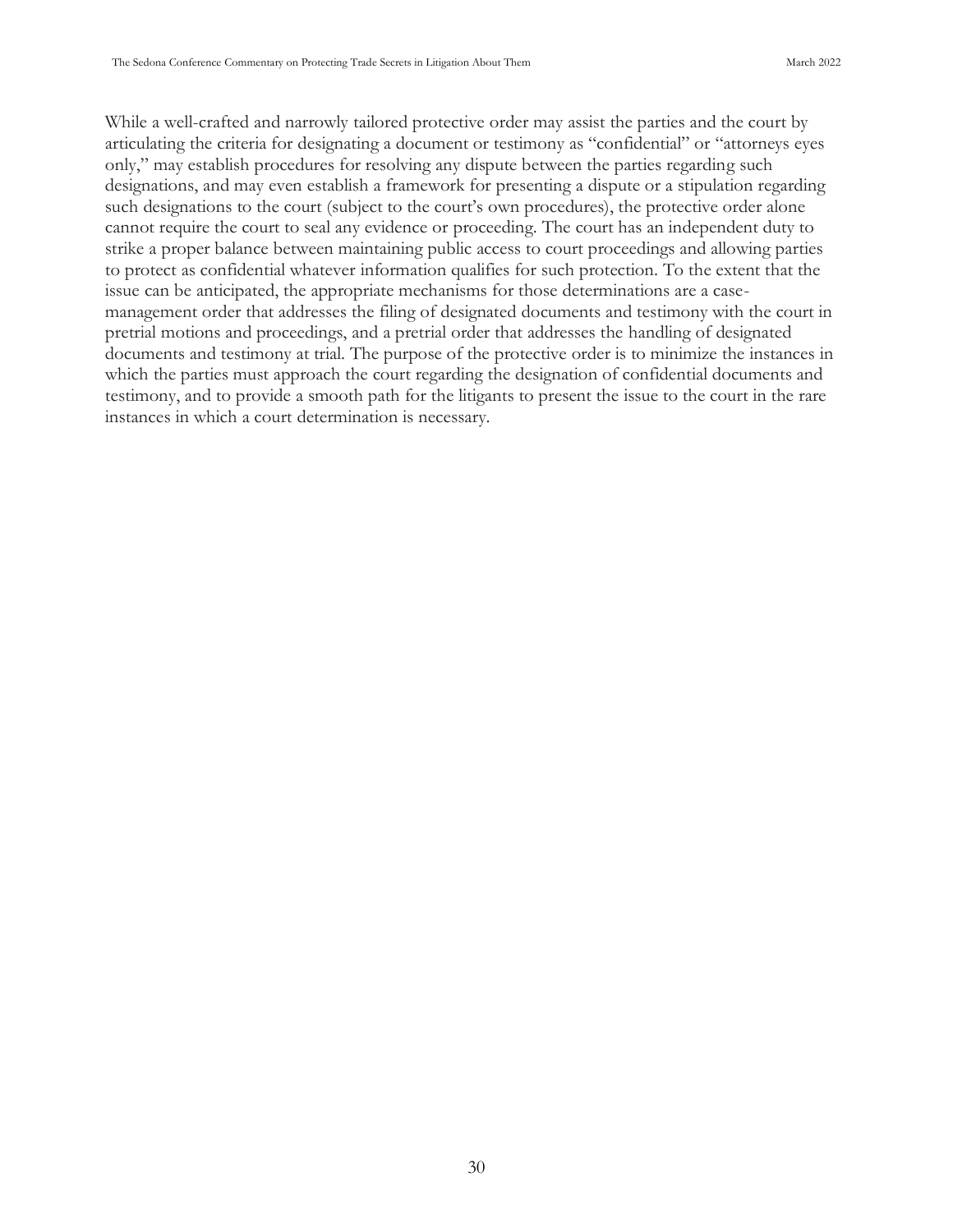While a well-crafted and narrowly tailored protective order may assist the parties and the court by articulating the criteria for designating a document or testimony as "confidential" or "attorneys eyes only," may establish procedures for resolving any dispute between the parties regarding such designations, and may even establish a framework for presenting a dispute or a stipulation regarding such designations to the court (subject to the court's own procedures), the protective order alone cannot require the court to seal any evidence or proceeding. The court has an independent duty to strike a proper balance between maintaining public access to court proceedings and allowing parties to protect as confidential whatever information qualifies for such protection. To the extent that the issue can be anticipated, the appropriate mechanisms for those determinations are a case-management order that addresses the filing of designated documents and testimony with the court in pretrial motions and proceedings, and a pretrial order that addresses the handling of designated documents and testimony at trial. The purpose of the protective order is to minimize the instances in which the parties must approach the court regarding the designation of confidential documents and testimony, and to provide a smooth path for the litigants to present the issue to the court in the rare instances in which a court determination is necessary.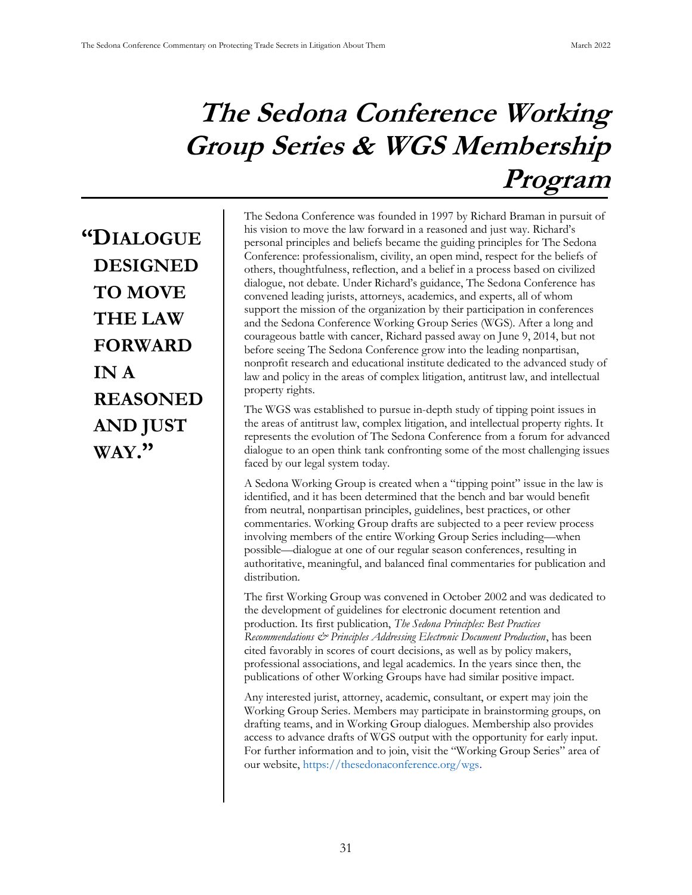# *The Sedona Conference Working Group Series & WGS Membership Program*

**"DIALOGUE DESIGNED TO MOVE THE LAW FORWARD IN A REASONED AND JUST WAY."**

The Sedona Conference was founded in 1997 by Richard Braman in pursuit of his vision to move the law forward in a reasoned and just way. Richard's personal principles and beliefs became the guiding principles for The Sedona Conference: professionalism, civility, an open mind, respect for the beliefs of others, thoughtfulness, reflection, and a belief in a process based on civilized dialogue, not debate. Under Richard's guidance, The Sedona Conference has convened leading jurists, attorneys, academics, and experts, all of whom support the mission of the organization by their participation in conferences and the Sedona Conference Working Group Series (WGS). After a long and courageous battle with cancer, Richard passed away on June 9, 2014, but not before seeing The Sedona Conference grow into the leading nonpartisan, nonprofit research and educational institute dedicated to the advanced study of law and policy in the areas of complex litigation, antitrust law, and intellectual property rights.

The WGS was established to pursue in-depth study of tipping point issues in the areas of antitrust law, complex litigation, and intellectual property rights. It represents the evolution of The Sedona Conference from a forum for advanced dialogue to an open think tank confronting some of the most challenging issues faced by our legal system today.

A Sedona Working Group is created when a "tipping point" issue in the law is identified, and it has been determined that the bench and bar would benefit from neutral, nonpartisan principles, guidelines, best practices, or other commentaries. Working Group drafts are subjected to a peer review process involving members of the entire Working Group Series including—when possible—dialogue at one of our regular season conferences, resulting in authoritative, meaningful, and balanced final commentaries for publication and distribution.

The first Working Group was convened in October 2002 and was dedicated to the development of guidelines for electronic document retention and production. Its first publication, *The Sedona Principles: Best Practices Recommendations & Principles Addressing Electronic Document Production*, has been cited favorably in scores of court decisions, as well as by policy makers, professional associations, and legal academics. In the years since then, the publications of other Working Groups have had similar positive impact.

Any interested jurist, attorney, academic, consultant, or expert may join the Working Group Series. Members may participate in brainstorming groups, on drafting teams, and in Working Group dialogues. Membership also provides access to advance drafts of WGS output with the opportunity for early input. For further information and to join, visit the "Working Group Series" area of our website, https://thesedonaconference.org/wgs.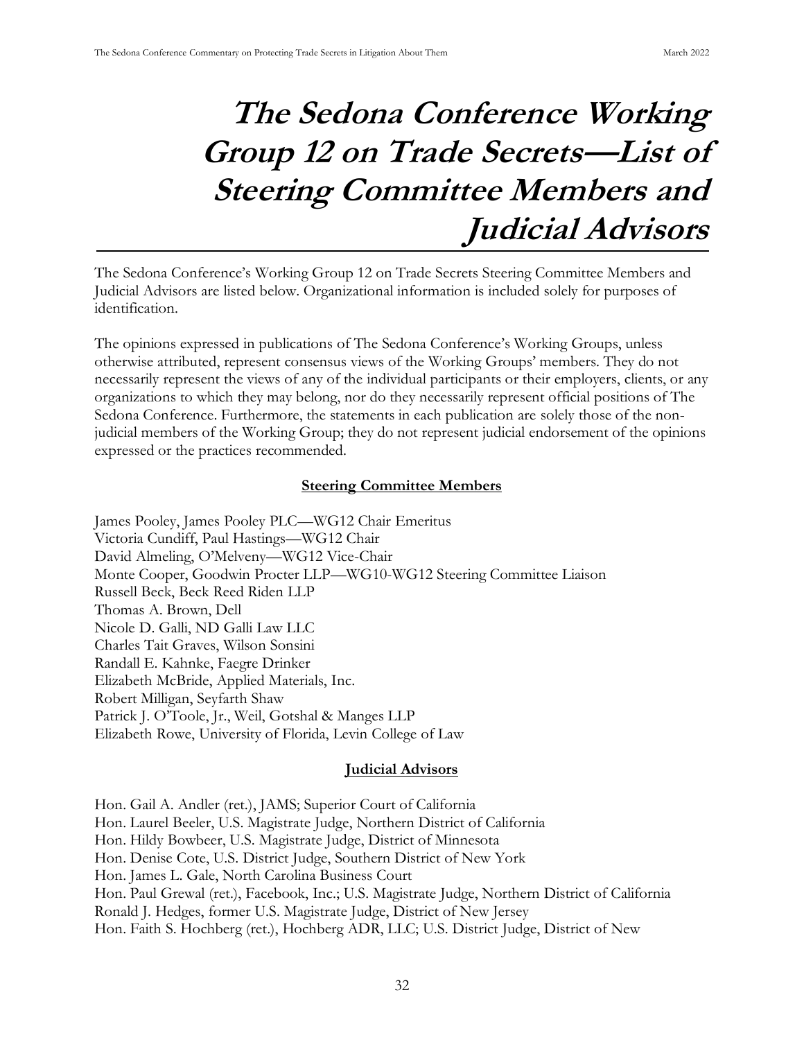# *The Sedona Conference Working Group 12 on Trade Secrets—List of Steering Committee Members and Judicial Advisors*

The Sedona Conference's Working Group 12 on Trade Secrets Steering Committee Members and Judicial Advisors are listed below. Organizational information is included solely for purposes of identification.

The opinions expressed in publications of The Sedona Conference's Working Groups, unless otherwise attributed, represent consensus views of the Working Groups' members. They do not necessarily represent the views of any of the individual participants or their employers, clients, or any organizations to which they may belong, nor do they necessarily represent official positions of The Sedona Conference. Furthermore, the statements in each publication are solely those of the non-judicial members of the Working Group; they do not represent judicial endorsement of the opinions expressed or the practices recommended.

**Steering Committee Members**

James Pooley, James Pooley PLC—WG12 Chair Emeritus
Victoria Cundiff, Paul Hastings—WG12 Chair
David Almeling, O'Melveny—WG12 Vice-Chair
Monte Cooper, Goodwin Procter LLP—WG10-WG12 Steering Committee Liaison
Russell Beck, Beck Reed Riden LLP
Thomas A. Brown, Dell
Nicole D. Galli, ND Galli Law LLC
Charles Tait Graves, Wilson Sonsini
Randall E. Kahnke, Faegre Drinker
Elizabeth McBride, Applied Materials, Inc.
Robert Milligan, Seyfarth Shaw
Patrick J. O'Toole, Jr., Weil, Gotshal & Manges LLP
Elizabeth Rowe, University of Florida, Levin College of Law

**Judicial Advisors**

Hon. Gail A. Andler (ret.), JAMS; Superior Court of California
Hon. Laurel Beeler, U.S. Magistrate Judge, Northern District of California
Hon. Hildy Bowbeer, U.S. Magistrate Judge, District of Minnesota
Hon. Denise Cote, U.S. District Judge, Southern District of New York
Hon. James L. Gale, North Carolina Business Court
Hon. Paul Grewal (ret.), Facebook, Inc.; U.S. Magistrate Judge, Northern District of California
Ronald J. Hedges, former U.S. Magistrate Judge, District of New Jersey
Hon. Faith S. Hochberg (ret.), Hochberg ADR, LLC; U.S. District Judge, District of New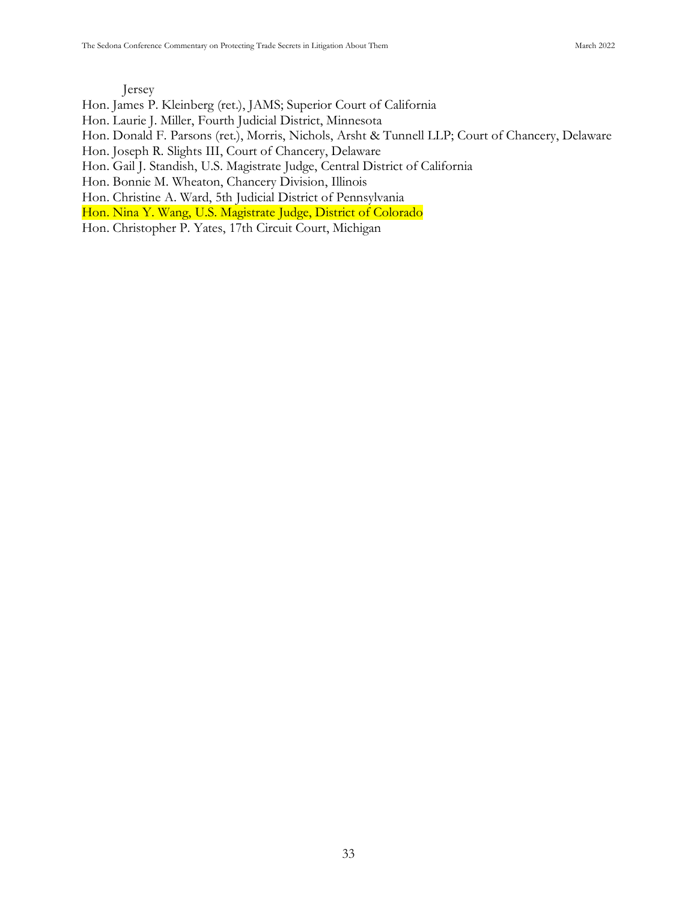Jersey

Hon. James P. Kleinberg (ret.), JAMS; Superior Court of California

Hon. Laurie J. Miller, Fourth Judicial District, Minnesota

Hon. Donald F. Parsons (ret.), Morris, Nichols, Arsht & Tunnell LLP; Court of Chancery, Delaware

Hon. Joseph R. Slights III, Court of Chancery, Delaware

Hon. Gail J. Standish, U.S. Magistrate Judge, Central District of California

Hon. Bonnie M. Wheaton, Chancery Division, Illinois

Hon. Christine A. Ward, 5th Judicial District of Pennsylvania

Hon. Nina Y. Wang, U.S. Magistrate Judge, District of Colorado

Hon. Christopher P. Yates, 17th Circuit Court, Michigan